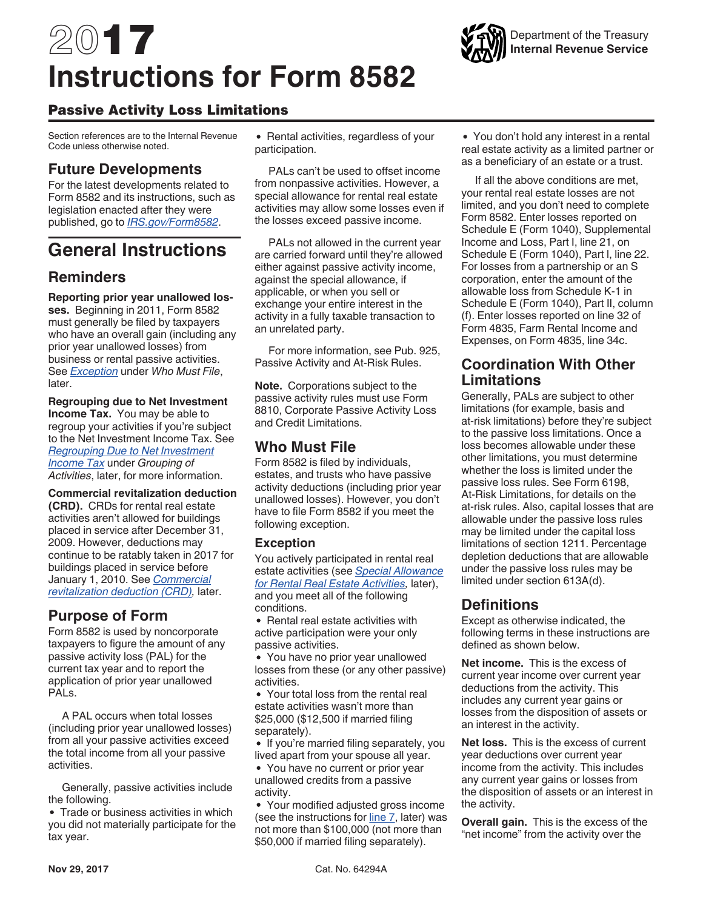# 2017 Instructions for Form 8582

Department of the Treasury
Internal Revenue Service

## Passive Activity Loss Limitations

Section references are to the Internal Revenue Code unless otherwise noted.

## Future Developments

For the latest developments related to Form 8582 and its instructions, such as legislation enacted after they were published, go to *IRS.gov/Form8582*.

# General Instructions

## Reminders

**Reporting prior year unallowed losses.** Beginning in 2011, Form 8582 must generally be filed by taxpayers who have an overall gain (including any prior year unallowed losses) from business or rental passive activities. See *Exception* under *Who Must File*, later.

**Regrouping due to Net Investment Income Tax.** You may be able to regroup your activities if you're subject to the Net Investment Income Tax. See *Regrouping Due to Net Investment Income Tax* under *Grouping of Activities*, later, for more information.

**Commercial revitalization deduction (CRD).** CRDs for rental real estate activities aren't allowed for buildings placed in service after December 31, 2009. However, deductions may continue to be ratably taken in 2017 for buildings placed in service before January 1, 2010. See *Commercial revitalization deduction (CRD),* later.

## Purpose of Form

Form 8582 is used by noncorporate taxpayers to figure the amount of any passive activity loss (PAL) for the current tax year and to report the application of prior year unallowed PALs.

A PAL occurs when total losses (including prior year unallowed losses) from all your passive activities exceed the total income from all your passive activities.

Generally, passive activities include the following.

- Trade or business activities in which you did not materially participate for the tax year.
- Rental activities, regardless of your participation.

PALs can't be used to offset income from nonpassive activities. However, a special allowance for rental real estate activities may allow some losses even if the losses exceed passive income.

PALs not allowed in the current year are carried forward until they're allowed either against passive activity income, against the special allowance, if applicable, or when you sell or exchange your entire interest in the activity in a fully taxable transaction to an unrelated party.

For more information, see Pub. 925, Passive Activity and At-Risk Rules.

**Note.** Corporations subject to the passive activity rules must use Form 8810, Corporate Passive Activity Loss and Credit Limitations.

## Who Must File

Form 8582 is filed by individuals, estates, and trusts who have passive activity deductions (including prior year unallowed losses). However, you don't have to file Form 8582 if you meet the following exception.

### Exception

You actively participated in rental real estate activities (see *Special Allowance for Rental Real Estate Activities,* later), and you meet all of the following conditions.

- Rental real estate activities with active participation were your only passive activities.
- You have no prior year unallowed losses from these (or any other passive) activities.
- Your total loss from the rental real estate activities wasn't more than $25,000 ($12,500 if married filing separately).
- If you're married filing separately, you lived apart from your spouse all year.
- You have no current or prior year unallowed credits from a passive activity.
- Your modified adjusted gross income (see the instructions for line 7, later) was not more than $100,000 (not more than $50,000 if married filing separately).
- You don't hold any interest in a rental real estate activity as a limited partner or as a beneficiary of an estate or a trust.

If all the above conditions are met, your rental real estate losses are not limited, and you don't need to complete Form 8582. Enter losses reported on Schedule E (Form 1040), Supplemental Income and Loss, Part I, line 21, on Schedule E (Form 1040), Part I, line 22. For losses from a partnership or an S corporation, enter the amount of the allowable loss from Schedule K-1 in Schedule E (Form 1040), Part II, column (f). Enter losses reported on line 32 of Form 4835, Farm Rental Income and Expenses, on Form 4835, line 34c.

## Coordination With Other Limitations

Generally, PALs are subject to other limitations (for example, basis and at-risk limitations) before they're subject to the passive loss limitations. Once a loss becomes allowable under these other limitations, you must determine whether the loss is limited under the passive loss rules. See Form 6198, At-Risk Limitations, for details on the at-risk rules. Also, capital losses that are allowable under the passive loss rules may be limited under the capital loss limitations of section 1211. Percentage depletion deductions that are allowable under the passive loss rules may be limited under section 613A(d).

## Definitions

Except as otherwise indicated, the following terms in these instructions are defined as shown below.

**Net income.** This is the excess of current year income over current year deductions from the activity. This includes any current year gains or losses from the disposition of assets or an interest in the activity.

**Net loss.** This is the excess of current year deductions over current year income from the activity. This includes any current year gains or losses from the disposition of assets or an interest in the activity.

**Overall gain.** This is the excess of the "net income" from the activity over the

Nov 29, 2017 Cat. No. 64294A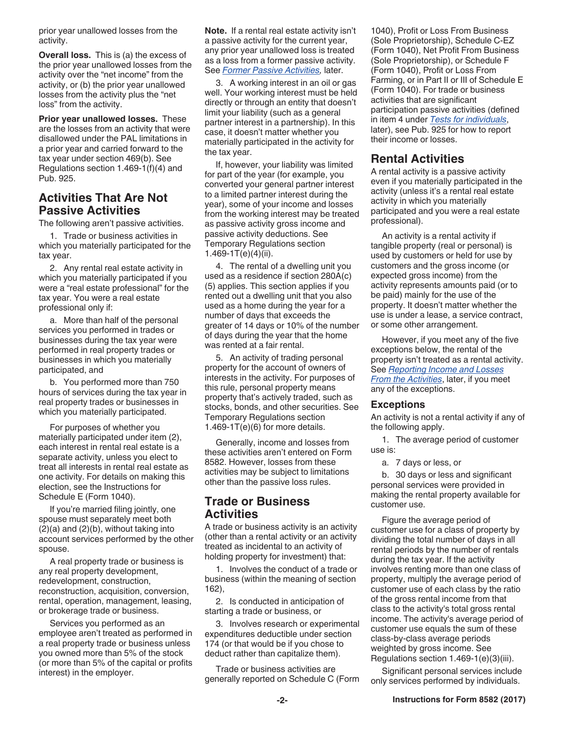prior year unallowed losses from the activity.

**Overall loss.** This is (a) the excess of the prior year unallowed losses from the activity over the "net income" from the activity, or (b) the prior year unallowed losses from the activity plus the "net loss" from the activity.

**Prior year unallowed losses.** These are the losses from an activity that were disallowed under the PAL limitations in a prior year and carried forward to the tax year under section 469(b). See Regulations section 1.469-1(f)(4) and Pub. 925.

## Activities That Are Not Passive Activities

The following aren't passive activities.

1. Trade or business activities in which you materially participated for the tax year.

2. Any rental real estate activity in which you materially participated if you were a "real estate professional" for the tax year. You were a real estate professional only if:

a. More than half of the personal services you performed in trades or businesses during the tax year were performed in real property trades or businesses in which you materially participated, and

b. You performed more than 750 hours of services during the tax year in real property trades or businesses in which you materially participated.

For purposes of whether you materially participated under item (2), each interest in rental real estate is a separate activity, unless you elect to treat all interests in rental real estate as one activity. For details on making this election, see the Instructions for Schedule E (Form 1040).

If you're married filing jointly, one spouse must separately meet both (2)(a) and (2)(b), without taking into account services performed by the other spouse.

A real property trade or business is any real property development, redevelopment, construction, reconstruction, acquisition, conversion, rental, operation, management, leasing, or brokerage trade or business.

Services you performed as an employee aren't treated as performed in a real property trade or business unless you owned more than 5% of the stock (or more than 5% of the capital or profits interest) in the employer.

**Note.** If a rental real estate activity isn't a passive activity for the current year, any prior year unallowed loss is treated as a loss from a former passive activity. See *Former Passive Activities,* later.

3. A working interest in an oil or gas well. Your working interest must be held directly or through an entity that doesn't limit your liability (such as a general partner interest in a partnership). In this case, it doesn't matter whether you materially participated in the activity for the tax year.

If, however, your liability was limited for part of the year (for example, you converted your general partner interest to a limited partner interest during the year), some of your income and losses from the working interest may be treated as passive activity gross income and passive activity deductions. See Temporary Regulations section 1.469-1T(e)(4)(ii).

4. The rental of a dwelling unit you used as a residence if section 280A(c)(5) applies. This section applies if you rented out a dwelling unit that you also used as a home during the year for a number of days that exceeds the greater of 14 days or 10% of the number of days during the year that the home was rented at a fair rental.

5. An activity of trading personal property for the account of owners of interests in the activity. For purposes of this rule, personal property means property that's actively traded, such as stocks, bonds, and other securities. See Temporary Regulations section 1.469-1T(e)(6) for more details.

Generally, income and losses from these activities aren't entered on Form 8582. However, losses from these activities may be subject to limitations other than the passive loss rules.

## Trade or Business Activities

A trade or business activity is an activity (other than a rental activity or an activity treated as incidental to an activity of holding property for investment) that:

1. Involves the conduct of a trade or business (within the meaning of section 162),

2. Is conducted in anticipation of starting a trade or business, or

3. Involves research or experimental expenditures deductible under section 174 (or that would be if you chose to deduct rather than capitalize them).

Trade or business activities are generally reported on Schedule C (Form 1040), Profit or Loss From Business (Sole Proprietorship), Schedule C-EZ (Form 1040), Net Profit From Business (Sole Proprietorship), or Schedule F (Form 1040), Profit or Loss From Farming, or in Part II or III of Schedule E (Form 1040). For trade or business activities that are significant participation passive activities (defined in item 4 under *Tests for individuals*, later), see Pub. 925 for how to report their income or losses.

## Rental Activities

A rental activity is a passive activity even if you materially participated in the activity (unless it's a rental real estate activity in which you materially participated and you were a real estate professional).

An activity is a rental activity if tangible property (real or personal) is used by customers or held for use by customers and the gross income (or expected gross income) from the activity represents amounts paid (or to be paid) mainly for the use of the property. It doesn't matter whether the use is under a lease, a service contract, or some other arrangement.

However, if you meet any of the five exceptions below, the rental of the property isn't treated as a rental activity. See *Reporting Income and Losses From the Activities*, later, if you meet any of the exceptions.

### Exceptions

An activity is not a rental activity if any of the following apply.

1. The average period of customer use is:

a. 7 days or less, or

b. 30 days or less and significant personal services were provided in making the rental property available for customer use.

Figure the average period of customer use for a class of property by dividing the total number of days in all rental periods by the number of rentals during the tax year. If the activity involves renting more than one class of property, multiply the average period of customer use of each class by the ratio of the gross rental income from that class to the activity's total gross rental income. The activity's average period of customer use equals the sum of these class-by-class average periods weighted by gross income. See Regulations section 1.469-1(e)(3)(iii).

Significant personal services include only services performed by individuals.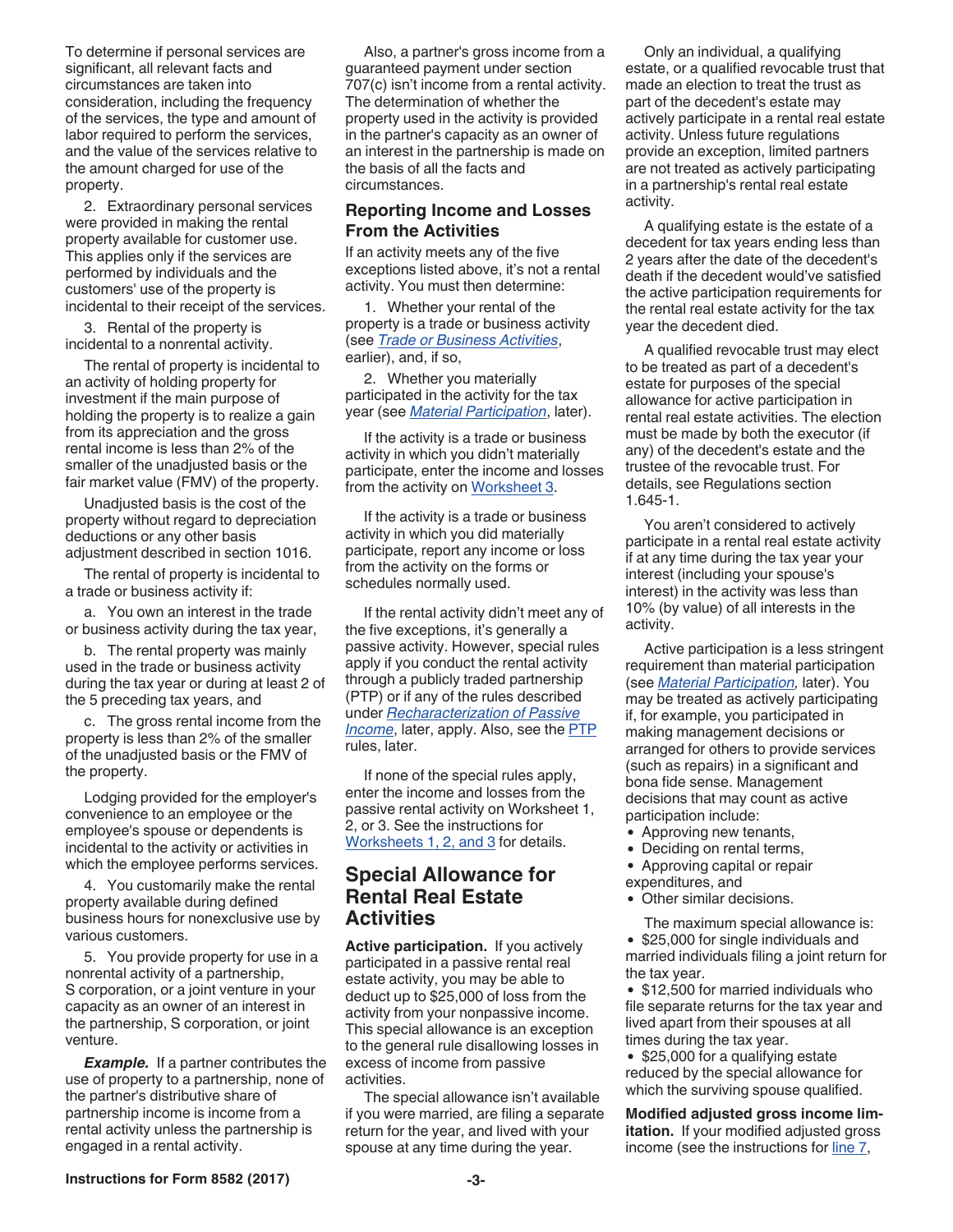To determine if personal services are significant, all relevant facts and circumstances are taken into consideration, including the frequency of the services, the type and amount of labor required to perform the services, and the value of the services relative to the amount charged for use of the property.

2. Extraordinary personal services were provided in making the rental property available for customer use. This applies only if the services are performed by individuals and the customers' use of the property is incidental to their receipt of the services.

3. Rental of the property is incidental to a nonrental activity.

The rental of property is incidental to an activity of holding property for investment if the main purpose of holding the property is to realize a gain from its appreciation and the gross rental income is less than 2% of the smaller of the unadjusted basis or the fair market value (FMV) of the property.

Unadjusted basis is the cost of the property without regard to depreciation deductions or any other basis adjustment described in section 1016.

The rental of property is incidental to a trade or business activity if:

a. You own an interest in the trade or business activity during the tax year,

b. The rental property was mainly used in the trade or business activity during the tax year or during at least 2 of the 5 preceding tax years, and

c. The gross rental income from the property is less than 2% of the smaller of the unadjusted basis or the FMV of the property.

Lodging provided for the employer's convenience to an employee or the employee's spouse or dependents is incidental to the activity or activities in which the employee performs services.

4. You customarily make the rental property available during defined business hours for nonexclusive use by various customers.

5. You provide property for use in a nonrental activity of a partnership, S corporation, or a joint venture in your capacity as an owner of an interest in the partnership, S corporation, or joint venture.

***Example.*** If a partner contributes the use of property to a partnership, none of the partner's distributive share of partnership income is income from a rental activity unless the partnership is engaged in a rental activity.

Also, a partner's gross income from a guaranteed payment under section 707(c) isn't income from a rental activity. The determination of whether the property used in the activity is provided in the partner's capacity as an owner of an interest in the partnership is made on the basis of all the facts and circumstances.

### Reporting Income and Losses From the Activities

If an activity meets any of the five exceptions listed above, it's not a rental activity. You must then determine:

1. Whether your rental of the property is a trade or business activity (see *Trade or Business Activities*, earlier), and, if so,

2. Whether you materially participated in the activity for the tax year (see *Material Participation*, later).

If the activity is a trade or business activity in which you didn't materially participate, enter the income and losses from the activity on Worksheet 3.

If the activity is a trade or business activity in which you did materially participate, report any income or loss from the activity on the forms or schedules normally used.

If the rental activity didn't meet any of the five exceptions, it's generally a passive activity. However, special rules apply if you conduct the rental activity through a publicly traded partnership (PTP) or if any of the rules described under *Recharacterization of Passive Income*, later, apply. Also, see the PTP rules, later.

If none of the special rules apply, enter the income and losses from the passive rental activity on Worksheet 1, 2, or 3. See the instructions for Worksheets 1, 2, and 3 for details.

## Special Allowance for Rental Real Estate Activities

**Active participation.** If you actively participated in a passive rental real estate activity, you may be able to deduct up to $25,000 of loss from the activity from your nonpassive income. This special allowance is an exception to the general rule disallowing losses in excess of income from passive activities.

The special allowance isn't available if you were married, are filing a separate return for the tax year, and lived with your spouse at any time during the year.

Only an individual, a qualifying estate, or a qualified revocable trust that made an election to treat the trust as part of the decedent's estate may actively participate in a rental real estate activity. Unless future regulations provide an exception, limited partners are not treated as actively participating in a partnership's rental real estate activity.

A qualifying estate is the estate of a decedent for tax years ending less than 2 years after the date of the decedent's death if the decedent would've satisfied the active participation requirements for the rental real estate activity for the tax year the decedent died.

A qualified revocable trust may elect to be treated as part of a decedent's estate for purposes of the special allowance for active participation in rental real estate activities. The election must be made by both the executor (if any) of the decedent's estate and the trustee of the revocable trust. For details, see Regulations section 1.645-1.

You aren't considered to actively participate in a rental real estate activity if at any time during the tax year your interest (including your spouse's interest) in the activity was less than 10% (by value) of all interests in the activity.

Active participation is a less stringent requirement than material participation (see *Material Participation,* later). You may be treated as actively participating if, for example, you participated in making management decisions or arranged for others to provide services (such as repairs) in a significant and bona fide sense. Management decisions that may count as active participation include:

- Approving new tenants,
- Deciding on rental terms,
- Approving capital or repair expenditures, and
- Other similar decisions.

The maximum special allowance is:

- $25,000 for single individuals and married individuals filing a joint return for the tax year.
- $12,500 for married individuals who file separate returns for the tax year and lived apart from their spouses at all times during the tax year.
- $25,000 for a qualifying estate reduced by the special allowance for which the surviving spouse qualified.

**Modified adjusted gross income limitation.** If your modified adjusted gross income (see the instructions for line 7,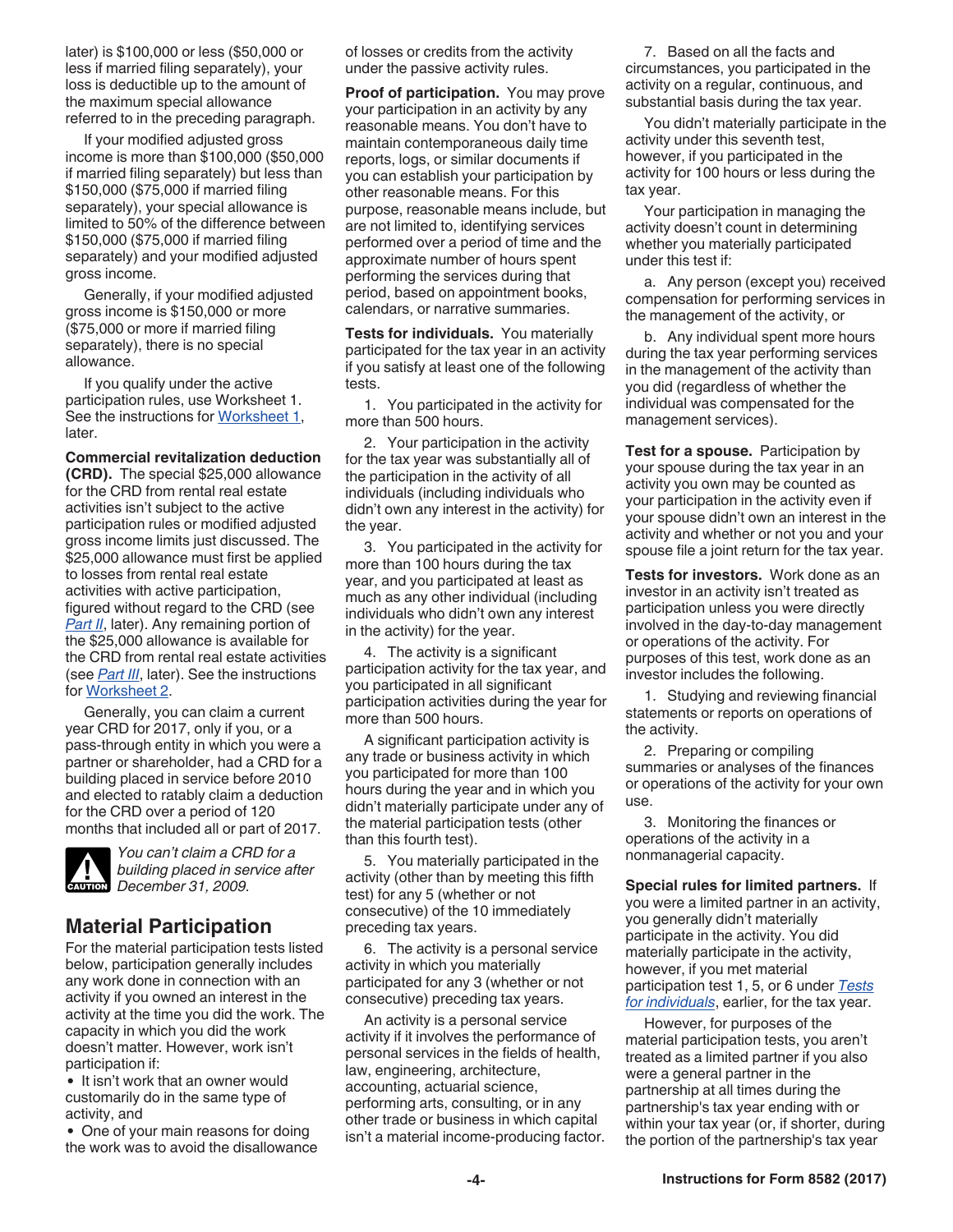later) is $100,000 or less ($50,000 or less if married filing separately), your loss is deductible up to the amount of the maximum special allowance referred to in the preceding paragraph.

If your modified adjusted gross income is more than $100,000 ($50,000 if married filing separately) but less than $150,000 ($75,000 if married filing separately), your special allowance is limited to 50% of the difference between $150,000 ($75,000 if married filing separately) and your modified adjusted gross income.

Generally, if your modified adjusted gross income is $150,000 or more ($75,000 or more if married filing separately), there is no special allowance.

If you qualify under the active participation rules, use Worksheet 1. See the instructions for Worksheet 1, later.

**Commercial revitalization deduction (CRD).** The special $25,000 allowance for the CRD from rental real estate activities isn't subject to the active participation rules or modified adjusted gross income limits just discussed. The $25,000 allowance must first be applied to losses from rental real estate activities with active participation, figured without regard to the CRD (see *Part II*, later). Any remaining portion of the $25,000 allowance is available for the CRD from rental real estate activities (see *Part III*, later). See the instructions for Worksheet 2.

Generally, you can claim a current year CRD for 2017, only if you, or a pass-through entity in which you were a partner or shareholder, had a CRD for a building placed in service before 2010 and elected to ratably claim a deduction for the CRD over a period of 120 months that included all or part of 2017.

**CAUTION** *You can't claim a CRD for a building placed in service after December 31, 2009.*

## Material Participation

For the material participation tests listed below, participation generally includes any work done in connection with an activity if you owned an interest in the activity at the time you did the work. The capacity in which you did the work doesn't matter. However, work isn't participation if:

- It isn't work that an owner would customarily do in the same type of activity, and
- One of your main reasons for doing the work was to avoid the disallowance of losses or credits from the activity under the passive activity rules.

**Proof of participation.** You may prove your participation in an activity by any reasonable means. You don't have to maintain contemporaneous daily time reports, logs, or similar documents if you can establish your participation by other reasonable means. For this purpose, reasonable means include, but are not limited to, identifying services performed over a period of time and the approximate number of hours spent performing the services during that period, based on appointment books, calendars, or narrative summaries.

**Tests for individuals.** You materially participated for the tax year in an activity if you satisfy at least one of the following tests.

1. You participated in the activity for more than 500 hours.

2. Your participation in the activity for the tax year was substantially all of the participation in the activity of all individuals (including individuals who didn't own any interest in the activity) for the year.

3. You participated in the activity for more than 100 hours during the tax year, and you participated at least as much as any other individual (including individuals who didn't own any interest in the activity) for the year.

4. The activity is a significant participation activity for the tax year, and you participated in all significant participation activities during the year for more than 500 hours.

A significant participation activity is any trade or business activity in which you participated for more than 100 hours during the year and in which you didn't materially participate under any of the material participation tests (other than this fourth test).

5. You materially participated in the activity (other than by meeting this fifth test) for any 5 (whether or not consecutive) of the 10 immediately preceding tax years.

6. The activity is a personal service activity in which you materially participated for any 3 (whether or not consecutive) preceding tax years.

An activity is a personal service activity if it involves the performance of personal services in the fields of health, law, engineering, architecture, accounting, actuarial science, performing arts, consulting, or in any other trade or business in which capital isn't a material income-producing factor.

7. Based on all the facts and circumstances, you participated in the activity on a regular, continuous, and substantial basis during the tax year.

You didn't materially participate in the activity under this seventh test, however, if you participated in the activity for 100 hours or less during the tax year.

Your participation in managing the activity doesn't count in determining whether you materially participated under this test if:

a. Any person (except you) received compensation for performing services in the management of the activity, or

b. Any individual spent more hours during the tax year performing services in the management of the activity than you did (regardless of whether the individual was compensated for the management services).

**Test for a spouse.** Participation by your spouse during the tax year in an activity you own may be counted as your participation in the activity even if your spouse didn't own an interest in the activity and whether or not you and your spouse file a joint return for the tax year.

**Tests for investors.** Work done as an investor in an activity isn't treated as participation unless you were directly involved in the day-to-day management or operations of the activity. For purposes of this test, work done as an investor includes the following.

1. Studying and reviewing financial statements or reports on operations of the activity.

2. Preparing or compiling summaries or analyses of the finances or operations of the activity for your own use.

3. Monitoring the finances or operations of the activity in a nonmanagerial capacity.

**Special rules for limited partners.** If you were a limited partner in an activity, you generally didn't materially participate in the activity. You did materially participate in the activity, however, if you met material participation test 1, 5, or 6 under *Tests for individuals*, earlier, for the tax year.

However, for purposes of the material participation tests, you aren't treated as a limited partner if you also were a general partner in the partnership at all times during the partnership's tax year ending with or within your tax year (or, if shorter, during the portion of the partnership's tax year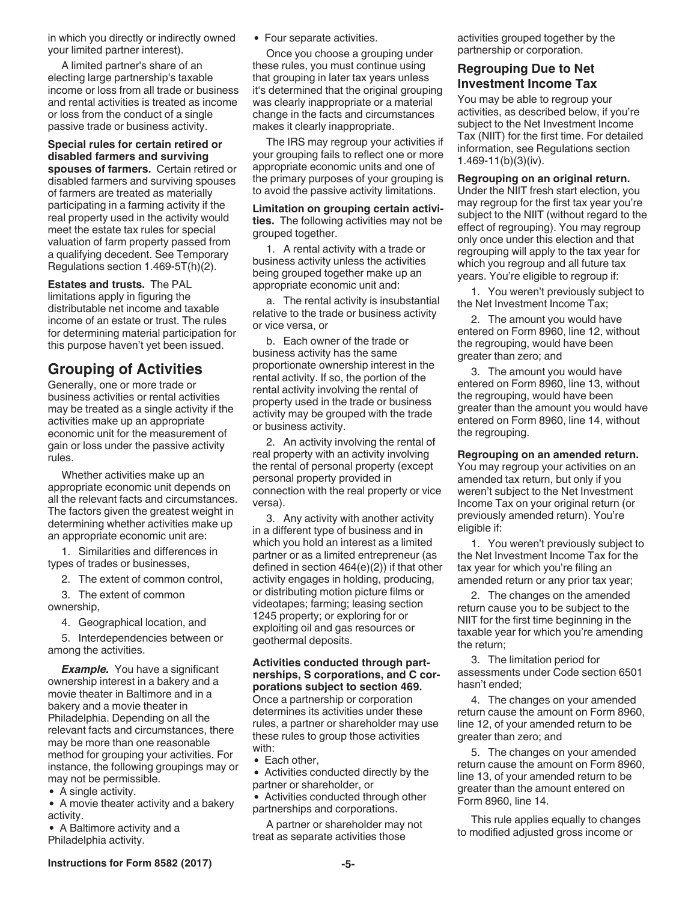in which you directly or indirectly owned your limited partner interest).

A limited partner's share of an electing large partnership's taxable income or loss from all trade or business and rental activities is treated as income or loss from the conduct of a single passive trade or business activity.

**Special rules for certain retired or disabled farmers and surviving spouses of farmers.** Certain retired or disabled farmers and surviving spouses of farmers are treated as materially participating in a farming activity if the real property used in the activity would meet the estate tax rules for special valuation of farm property passed from a qualifying decedent. See Temporary Regulations section 1.469-5T(h)(2).

**Estates and trusts.** The PAL limitations apply in figuring the distributable net income and taxable income of an estate or trust. The rules for determining material participation for this purpose haven't yet been issued.

## Grouping of Activities

Generally, one or more trade or business activities or rental activities may be treated as a single activity if the activities make up an appropriate economic unit for the measurement of gain or loss under the passive activity rules.

Whether activities make up an appropriate economic unit depends on all the relevant facts and circumstances. The factors given the greatest weight in determining whether activities make up an appropriate economic unit are:

1. Similarities and differences in types of trades or businesses,
2. The extent of common control,
3. The extent of common ownership,
4. Geographical location, and
5. Interdependencies between or among the activities.

***Example.*** You have a significant ownership interest in a bakery and a movie theater in Baltimore and in a bakery and a movie theater in Philadelphia. Depending on all the relevant facts and circumstances, there may be more than one reasonable method for grouping your activities. For instance, the following groupings may or may not be permissible.

- A single activity.
- A movie theater activity and a bakery activity.
- A Baltimore activity and a Philadelphia activity.
- Four separate activities.

Once you choose a grouping under these rules, you must continue using that grouping in later tax years unless it's determined that the original grouping was clearly inappropriate or a material change in the facts and circumstances makes it clearly inappropriate.

The IRS may regroup your activities if your grouping fails to reflect one or more appropriate economic units and one of the primary purposes of your grouping is to avoid the passive activity limitations.

**Limitation on grouping certain activities.** The following activities may not be grouped together.

1. A rental activity with a trade or business activity unless the activities being grouped together make up an appropriate economic unit and:

   a. The rental activity is insubstantial relative to the trade or business activity or vice versa, or

   b. Each owner of the trade or business activity has the same proportionate ownership interest in the rental activity. If so, the portion of the rental activity involving the rental of property used in the trade or business activity may be grouped with the trade or business activity.

2. An activity involving the rental of real property with an activity involving the rental of personal property (except personal property provided in connection with the real property or vice versa).

3. Any activity with another activity in a different type of business and in which you hold an interest as a limited partner or as a limited entrepreneur (as defined in section 464(e)(2)) if that other activity engages in holding, producing, or distributing motion picture films or videotapes; farming; leasing section 1245 property; or exploring for or exploiting oil and gas resources or geothermal deposits.

**Activities conducted through partnerships, S corporations, and C corporations subject to section 469.** Once a partnership or corporation determines its activities under these rules, a partner or shareholder may use these rules to group those activities with:

- Each other,
- Activities conducted directly by the partner or shareholder, or
- Activities conducted through other partnerships and corporations.

A partner or shareholder may not treat as separate activities those activities grouped together by the partnership or corporation.

### Regrouping Due to Net Investment Income Tax

You may be able to regroup your activities, as described below, if you're subject to the Net Investment Income Tax (NIIT) for the first time. For detailed information, see Regulations section 1.469-11(b)(3)(iv).

**Regrouping on an original return.** Under the NIIT fresh start election, you may regroup for the first tax year you're subject to the NIIT (without regard to the effect of regrouping). You may regroup only once under this election and that regrouping will apply to the tax year for which you regroup and all future tax years. You're eligible to regroup if:

1. You weren't previously subject to the Net Investment Income Tax;
2. The amount you would have entered on Form 8960, line 12, without the regrouping, would have been greater than zero; and
3. The amount you would have entered on Form 8960, line 13, without the regrouping, would have been greater than the amount you would have entered on Form 8960, line 14, without the regrouping.

**Regrouping on an amended return.** You may regroup your activities on an amended tax return, but only if you weren't subject to the Net Investment Income Tax on your original return (or previously amended return). You're eligible if:

1. You weren't previously subject to the Net Investment Income Tax for the tax year for which you're filing an amended return or any prior tax year;
2. The changes on the amended return cause you to be subject to the NIIT for the first time beginning in the taxable year for which you're amending the return;
3. The limitation period for assessments under Code section 6501 hasn't ended;
4. The changes on your amended return cause the amount on Form 8960, line 12, of your amended return to be greater than zero; and
5. The changes on your amended return cause the amount on Form 8960, line 13, of your amended return to be greater than the amount entered on Form 8960, line 14.

This rule applies equally to changes to modified adjusted gross income or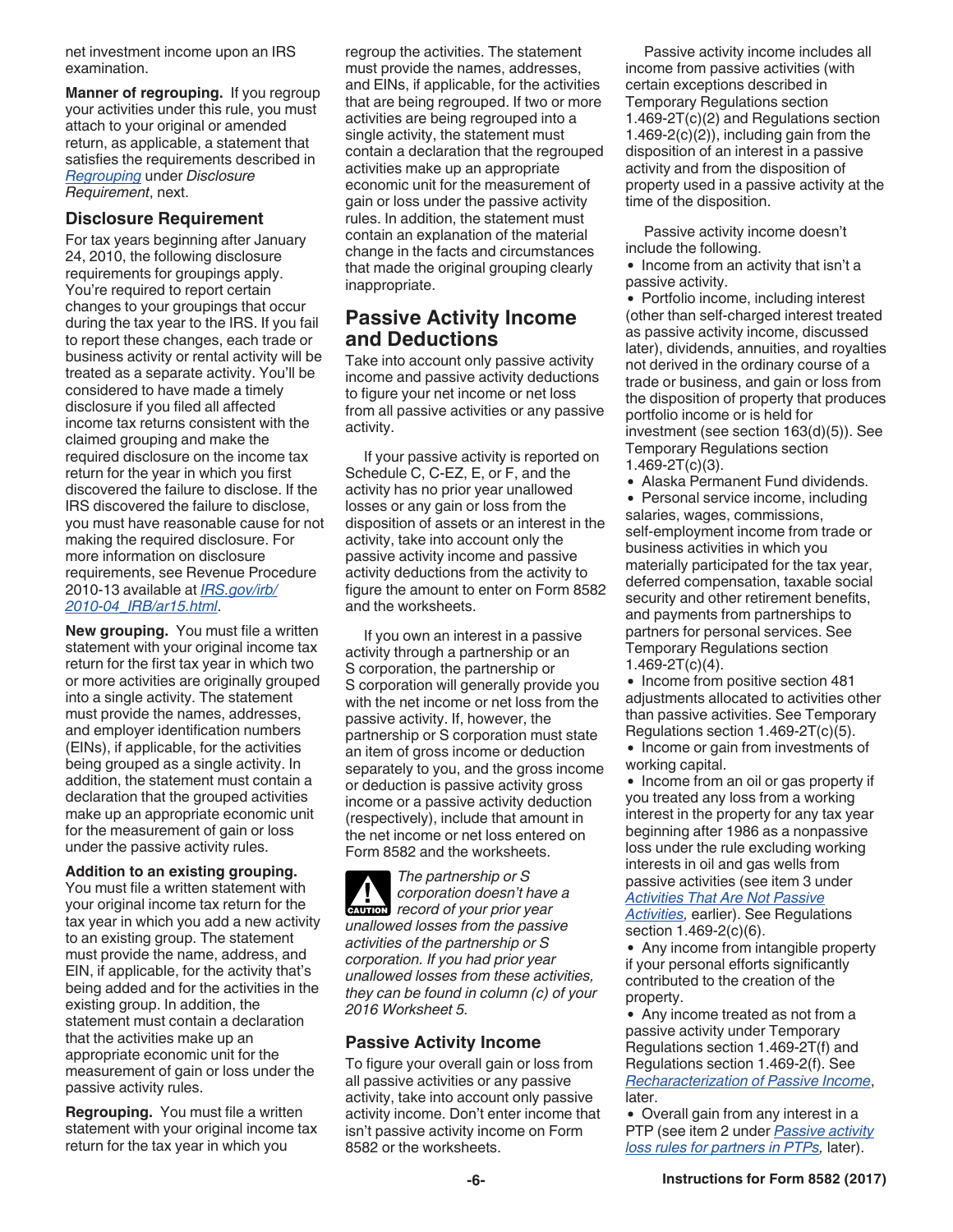net investment income upon an IRS examination.

**Manner of regrouping.** If you regroup your activities under this rule, you must attach to your original or amended return, as applicable, a statement that satisfies the requirements described in *Regrouping* under *Disclosure Requirement*, next.

### Disclosure Requirement

For tax years beginning after January 24, 2010, the following disclosure requirements for groupings apply. You're required to report certain changes to your groupings that occur during the tax year to the IRS. If you fail to report these changes, each trade or business activity or rental activity will be treated as a separate activity. You'll be considered to have made a timely disclosure if you filed all affected income tax returns consistent with the claimed grouping and make the required disclosure on the income tax return for the year in which you first discovered the failure to disclose. If the IRS discovered the failure to disclose, you must have reasonable cause for not making the required disclosure. For more information on disclosure requirements, see Revenue Procedure 2010-13 available at *IRS.gov/irb/2010-04_IRB/ar15.html*.

**New grouping.** You must file a written statement with your original income tax return for the first tax year in which two or more activities are originally grouped into a single activity. The statement must provide the names, addresses, and employer identification numbers (EINs), if applicable, for the activities being grouped as a single activity. In addition, the statement must contain a declaration that the grouped activities make up an appropriate economic unit for the measurement of gain or loss under the passive activity rules.

**Addition to an existing grouping.** You must file a written statement with your original income tax return for the tax year in which you add a new activity to an existing group. The statement must provide the name, address, and EIN, if applicable, for the activity that's being added and for the activities in the existing group. In addition, the statement must contain a declaration that the activities make up an appropriate economic unit for the measurement of gain or loss under the passive activity rules.

**Regrouping.** You must file a written statement with your original income tax return for the tax year in which you regroup the activities. The statement must provide the names, addresses, and EINs, if applicable, for the activities that are being regrouped. If two or more activities are being regrouped into a single activity, the statement must contain a declaration that the regrouped activities make up an appropriate economic unit for the measurement of gain or loss under the passive activity rules. In addition, the statement must contain an explanation of the material change in the facts and circumstances that made the original grouping clearly inappropriate.

## Passive Activity Income and Deductions

Take into account only passive activity income and passive activity deductions to figure your net income or net loss from all passive activities or any passive activity.

If your passive activity is reported on Schedule C, C-EZ, E, or F, and the activity has no prior year unallowed losses or any gain or loss from the disposition of assets or an interest in the activity, take into account only the passive activity income and passive activity deductions from the activity to figure the amount to enter on Form 8582 and the worksheets.

If you own an interest in a passive activity through a partnership or an S corporation, the partnership or S corporation will generally provide you with the net income or net loss from the passive activity. If, however, the partnership or S corporation must state an item of gross income or deduction separately to you, and the gross income or deduction is passive activity gross income or a passive activity deduction (respectively), include that amount in the net income or net loss entered on Form 8582 and the worksheets.

**CAUTION** *The partnership or S corporation doesn't have a record of your prior year unallowed losses from the passive activities of the partnership or S corporation. If you had prior year unallowed losses from these activities, they can be found in column (c) of your 2016 Worksheet 5.*

### Passive Activity Income

To figure your overall gain or loss from all passive activities or any passive activity, take into account only passive activity income. Don't enter income that isn't passive activity income on Form 8582 or the worksheets.

Passive activity income includes all income from passive activities (with certain exceptions described in Temporary Regulations section 1.469-2T(c)(2) and Regulations section 1.469-2(c)(2)), including gain from the disposition of an interest in a passive activity and from the disposition of property used in a passive activity at the time of the disposition.

Passive activity income doesn't include the following.

- Income from an activity that isn't a passive activity.
- Portfolio income, including interest (other than self-charged interest treated as passive activity income, discussed later), dividends, annuities, and royalties not derived in the ordinary course of a trade or business, and gain or loss from the disposition of property that produces portfolio income or is held for investment (see section 163(d)(5)). See Temporary Regulations section 1.469-2T(c)(3).
- Alaska Permanent Fund dividends.
- Personal service income, including salaries, wages, commissions, self-employment income from trade or business activities in which you materially participated for the tax year, deferred compensation, taxable social security and other retirement benefits, and payments from partnerships to partners for personal services. See Temporary Regulations section 1.469-2T(c)(4).
- Income from positive section 481 adjustments allocated to activities other than passive activities. See Temporary Regulations section 1.469-2T(c)(5).
- Income or gain from investments of working capital.
- Income from an oil or gas property if you treated any loss from a working interest in the property for any tax year beginning after 1986 as a nonpassive loss under the rule excluding working interests in oil and gas wells from passive activities (see item 3 under *Activities That Are Not Passive Activities*, earlier). See Regulations section 1.469-2(c)(6).
- Any income from intangible property if your personal efforts significantly contributed to the creation of the property.
- Any income treated as not from a passive activity under Temporary Regulations section 1.469-2T(f) and Regulations section 1.469-2(f). See *Recharacterization of Passive Income*, later.
- Overall gain from any interest in a PTP (see item 2 under *Passive activity loss rules for partners in PTPs*, later).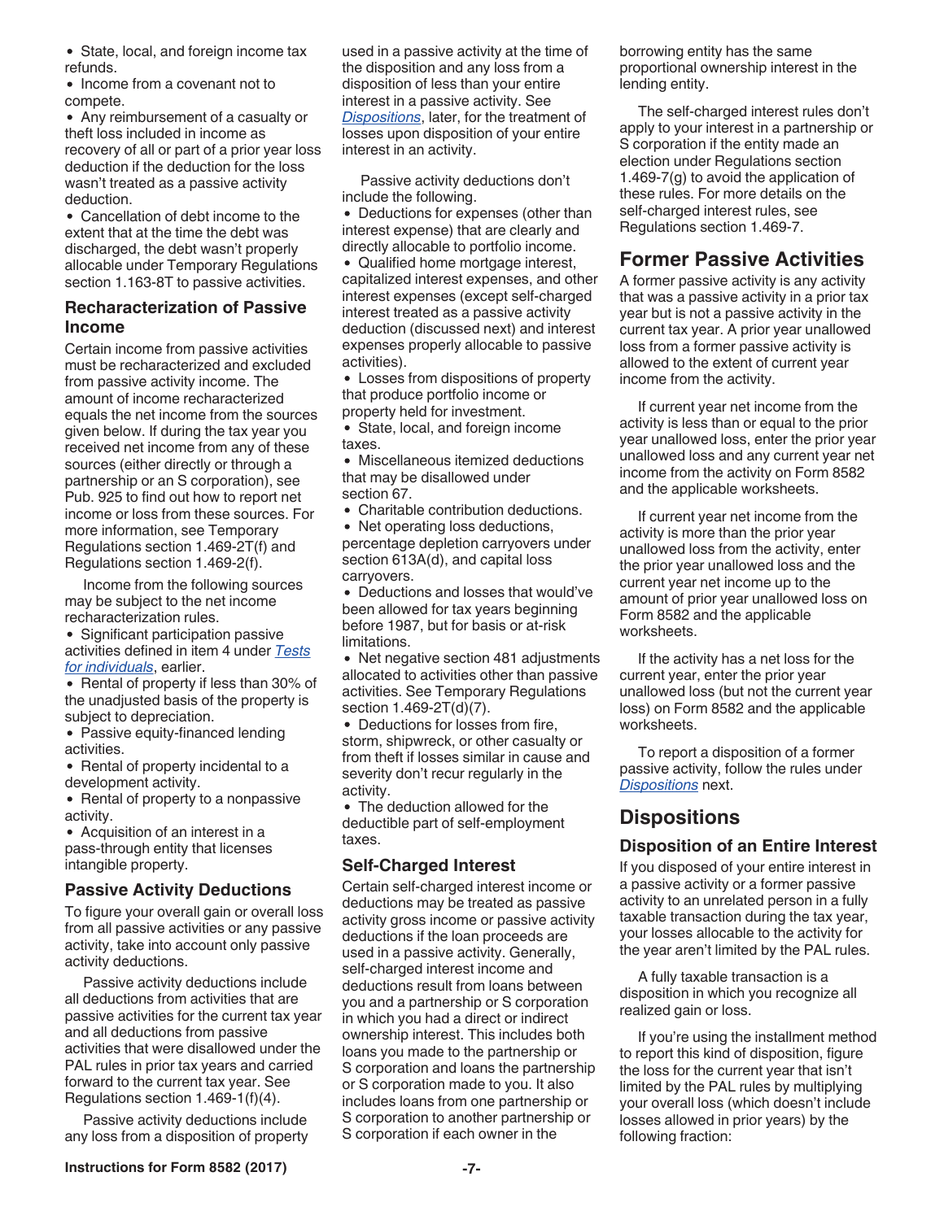- State, local, and foreign income tax refunds.
- Income from a covenant not to compete.
- Any reimbursement of a casualty or theft loss included in income as recovery of all or part of a prior year loss deduction if the deduction for the loss wasn't treated as a passive activity deduction.
- Cancellation of debt income to the extent that at the time the debt was discharged, the debt wasn't properly allocable under Temporary Regulations section 1.163-8T to passive activities.

### Recharacterization of Passive Income

Certain income from passive activities must be recharacterized and excluded from passive activity income. The amount of income recharacterized equals the net income from the sources given below. If during the tax year you received net income from any of these sources (either directly or through a partnership or an S corporation), see Pub. 925 to find out how to report net income or loss from these sources. For more information, see Temporary Regulations section 1.469-2T(f) and Regulations section 1.469-2(f).

Income from the following sources may be subject to the net income recharacterization rules.

- Significant participation passive activities defined in item 4 under *Tests for individuals*, earlier.
- Rental of property if less than 30% of the unadjusted basis of the property is subject to depreciation.
- Passive equity-financed lending activities.
- Rental of property incidental to a development activity.
- Rental of property to a nonpassive activity.
- Acquisition of an interest in a pass-through entity that licenses intangible property.

### Passive Activity Deductions

To figure your overall gain or overall loss from all passive activities or any passive activity, take into account only passive activity deductions.

Passive activity deductions include all deductions from activities that are passive activities for the current tax year and all deductions from passive activities that were disallowed under the PAL rules in prior tax years and carried forward to the current tax year. See Regulations section 1.469-1(f)(4).

Passive activity deductions include any loss from a disposition of property used in a passive activity at the time of the disposition and any loss from a disposition of less than your entire interest in a passive activity. See *Dispositions*, later, for the treatment of losses upon disposition of your entire interest in an activity.

Passive activity deductions don't include the following.

- Deductions for expenses (other than interest expense) that are clearly and directly allocable to portfolio income.
- Qualified home mortgage interest, capitalized interest expenses, and other interest expenses (except self-charged interest treated as a passive activity deduction (discussed next) and interest expenses properly allocable to passive activities).
- Losses from dispositions of property that produce portfolio income or property held for investment.
- State, local, and foreign income taxes.
- Miscellaneous itemized deductions that may be disallowed under section 67.
- Charitable contribution deductions.
- Net operating loss deductions, percentage depletion carryovers under section 613A(d), and capital loss carryovers.
- Deductions and losses that would've been allowed for tax years beginning before 1987, but for basis or at-risk limitations.
- Net negative section 481 adjustments allocated to activities other than passive activities. See Temporary Regulations section 1.469-2T(d)(7).
- Deductions for losses from fire, storm, shipwreck, or other casualty or from theft if losses similar in cause and severity don't recur regularly in the activity.
- The deduction allowed for the deductible part of self-employment taxes.

### Self-Charged Interest

Certain self-charged interest income or deductions may be treated as passive activity gross income or passive activity deductions if the loan proceeds are used in a passive activity. Generally, self-charged interest income and deductions result from loans between you and a partnership or S corporation in which you had a direct or indirect ownership interest. This includes both loans you made to the partnership or S corporation and loans the partnership or S corporation made to you. It also includes loans from one partnership or S corporation to another partnership or S corporation if each owner in the borrowing entity has the same proportional ownership interest in the lending entity.

The self-charged interest rules don't apply to your interest in a partnership or S corporation if the entity made an election under Regulations section 1.469-7(g) to avoid the application of these rules. For more details on the self-charged interest rules, see Regulations section 1.469-7.

## Former Passive Activities

A former passive activity is any activity that was a passive activity in a prior tax year but is not a passive activity in the current tax year. A prior year unallowed loss from a former passive activity is allowed to the extent of current year income from the activity.

If current year net income from the activity is less than or equal to the prior year unallowed loss, enter the prior year unallowed loss and any current year net income from the activity on Form 8582 and the applicable worksheets.

If current year net income from the activity is more than the prior year unallowed loss from the activity, enter the prior year unallowed loss and the current year net income up to the amount of prior year unallowed loss on Form 8582 and the applicable worksheets.

If the activity has a net loss for the current year, enter the prior year unallowed loss (but not the current year loss) on Form 8582 and the applicable worksheets.

To report a disposition of a former passive activity, follow the rules under *Dispositions* next.

## Dispositions

### Disposition of an Entire Interest

If you disposed of your entire interest in a passive activity or a former passive activity to an unrelated person in a fully taxable transaction during the tax year, your losses allocable to the activity for the year aren't limited by the PAL rules.

A fully taxable transaction is a disposition in which you recognize all realized gain or loss.

If you're using the installment method to report this kind of disposition, figure the loss for the current year that isn't limited by the PAL rules by multiplying your overall loss (which doesn't include losses allowed in prior years) by the following fraction: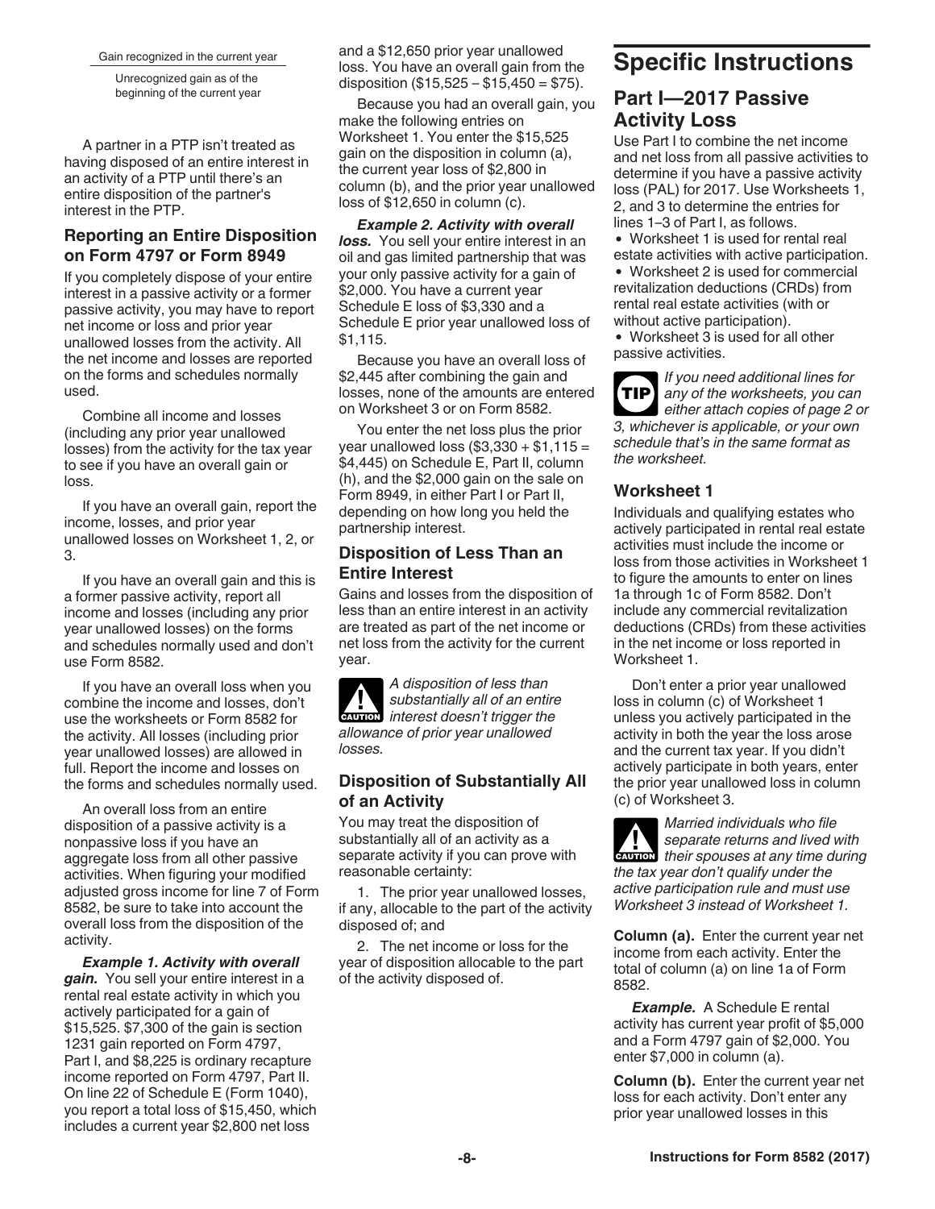Gain recognized in the current year
―――――――――――――――――――――
Unrecognized gain as of the beginning of the current year

A partner in a PTP isn't treated as having disposed of an entire interest in an activity of a PTP until there's an entire disposition of the partner's interest in the PTP.

### Reporting an Entire Disposition on Form 4797 or Form 8949

If you completely dispose of your entire interest in a passive activity or a former passive activity, you may have to report net income or loss and prior year unallowed losses from the activity. All the net income and losses are reported on the forms and schedules normally used.

Combine all income and losses (including any prior year unallowed losses) from the activity for the tax year to see if you have an overall gain or loss.

If you have an overall gain, report the income, losses, and prior year unallowed losses on Worksheet 1, 2, or 3.

If you have an overall gain and this is a former passive activity, report all income and losses (including any prior year unallowed losses) on the forms and schedules normally used and don't use Form 8582.

If you have an overall loss when you combine the income and losses, don't use the worksheets or Form 8582 for the activity. All losses (including prior year unallowed losses) are allowed in full. Report the income and losses on the forms and schedules normally used.

An overall loss from an entire disposition of a passive activity is a nonpassive loss if you have an aggregate loss from all other passive activities. When figuring your modified adjusted gross income for line 7 of Form 8582, be sure to take into account the overall loss from the disposition of the activity.

***Example 1. Activity with overall gain.*** You sell your entire interest in a rental real estate activity in which you actively participated for a gain of $15,525. $7,300 of the gain is section 1231 gain reported on Form 4797, Part I, and $8,225 is ordinary recapture income reported on Form 4797, Part II. On line 22 of Schedule E (Form 1040), you report a total loss of $15,450, which includes a current year $2,800 net loss and a $12,650 prior year unallowed loss. You have an overall gain from the disposition ($15,525 − $15,450 = $75).

Because you had an overall gain, you make the following entries on Worksheet 1. You enter the $15,525 gain on the disposition in column (a), the current year loss of $2,800 in column (b), and the prior year unallowed loss of $12,650 in column (c).

***Example 2. Activity with overall loss.*** You sell your entire interest in an oil and gas limited partnership that was your only passive activity for a gain of $2,000. You have a current year Schedule E loss of $3,330 and a Schedule E prior year unallowed loss of $1,115.

Because you have an overall loss of $2,445 after combining the gain and losses, none of the amounts are entered on Worksheet 3 or on Form 8582.

You enter the net loss plus the prior year unallowed loss ($3,330 + $1,115 = $4,445) on Schedule E, Part II, column (h), and the $2,000 gain on the sale on Form 8949, in either Part I or Part II, depending on how long you held the partnership interest.

### Disposition of Less Than an Entire Interest

Gains and losses from the disposition of less than an entire interest in an activity are treated as part of the net income or net loss from the activity for the current year.

**CAUTION** *A disposition of less than substantially all of an entire interest doesn't trigger the allowance of prior year unallowed losses.*

### Disposition of Substantially All of an Activity

You may treat the disposition of substantially all of an activity as a separate activity if you can prove with reasonable certainty:

1. The prior year unallowed losses, if any, allocable to the part of the activity disposed of; and
2. The net income or loss for the year of disposition allocable to the part of the activity disposed of.

# Specific Instructions

## Part I—2017 Passive Activity Loss

Use Part I to combine the net income and net loss from all passive activities to determine if you have a passive activity loss (PAL) for 2017. Use Worksheets 1, 2, and 3 to determine the entries for lines 1–3 of Part I, as follows.

- Worksheet 1 is used for rental real estate activities with active participation.
- Worksheet 2 is used for commercial revitalization deductions (CRDs) from rental real estate activities (with or without active participation).
- Worksheet 3 is used for all other passive activities.

**TIP** *If you need additional lines for any of the worksheets, you can either attach copies of page 2 or 3, whichever is applicable, or your own schedule that's in the same format as the worksheet.*

### Worksheet 1

Individuals and qualifying estates who actively participated in rental real estate activities must include the income or loss from those activities in Worksheet 1 to figure the amounts to enter on lines 1a through 1c of Form 8582. Don't include any commercial revitalization deductions (CRDs) from these activities in the net income or loss reported in Worksheet 1.

Don't enter a prior year unallowed loss in column (c) of Worksheet 1 unless you actively participated in the activity in both the year the loss arose and the current tax year. If you didn't actively participate in both years, enter the prior year unallowed loss in column (c) of Worksheet 3.

**CAUTION** *Married individuals who file separate returns and lived with their spouses at any time during the tax year don't qualify under the active participation rule and must use Worksheet 3 instead of Worksheet 1.*

**Column (a).** Enter the current year net income from each activity. Enter the total of column (a) on line 1a of Form 8582.

***Example.*** A Schedule E rental activity has current year profit of $5,000 and a Form 4797 gain of $2,000. You enter $7,000 in column (a).

**Column (b).** Enter the current year net loss for each activity. Don't enter any prior year unallowed losses in this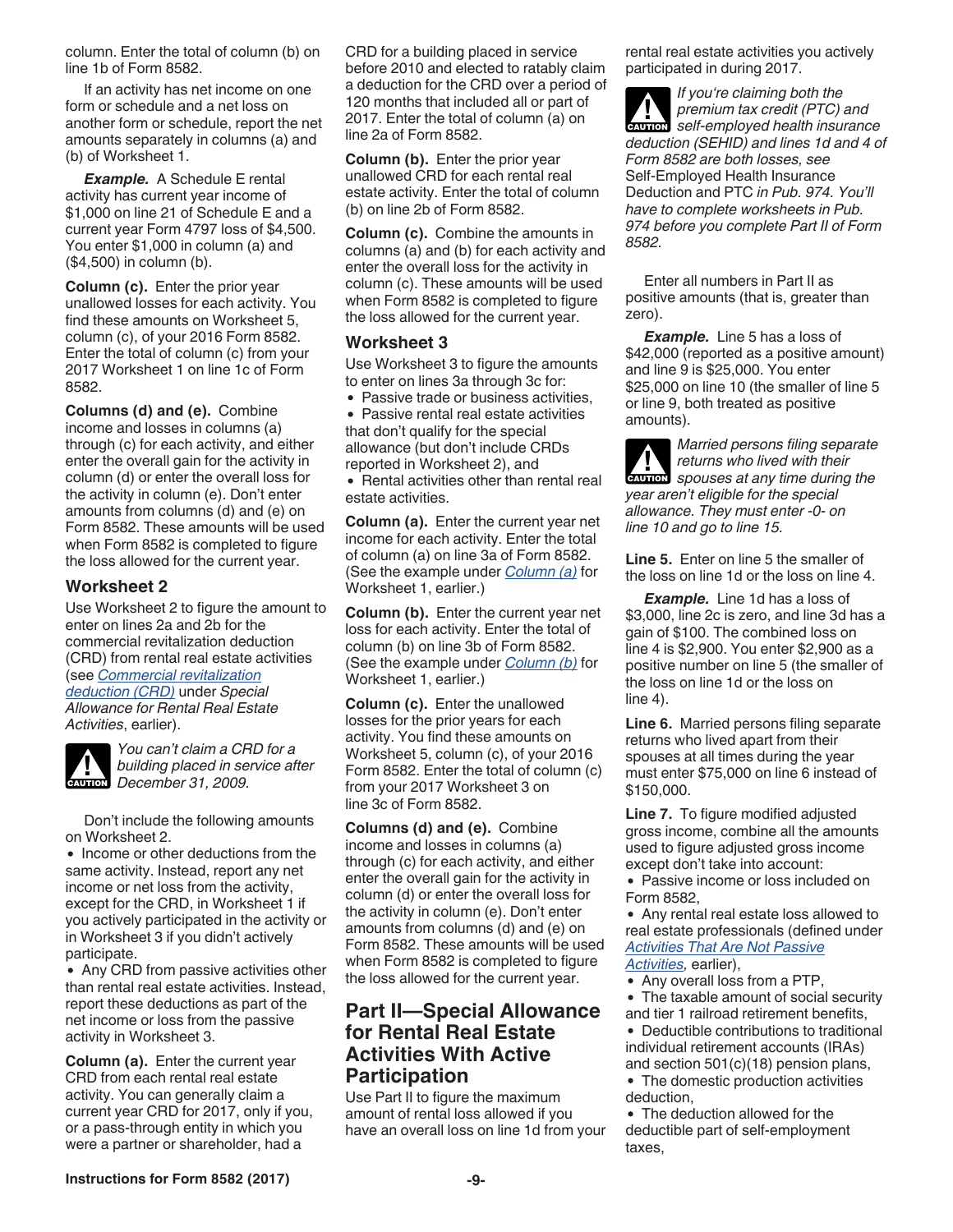column. Enter the total of column (b) on line 1b of Form 8582.

If an activity has net income on one form or schedule and a net loss on another form or schedule, report the net amounts separately in columns (a) and (b) of Worksheet 1.

***Example.*** A Schedule E rental activity has current year income of $1,000 on line 21 of Schedule E and a current year Form 4797 loss of $4,500. You enter $1,000 in column (a) and ($4,500) in column (b).

**Column (c).** Enter the prior year unallowed losses for each activity. You find these amounts on Worksheet 5, column (c), of your 2016 Form 8582. Enter the total of column (c) from your 2017 Worksheet 1 on line 1c of Form 8582.

**Columns (d) and (e).** Combine income and losses in columns (a) through (c) for each activity, and either enter the overall gain for the activity in column (d) or enter the overall loss for the activity in column (e). Don't enter amounts from columns (d) and (e) on Form 8582. These amounts will be used when Form 8582 is completed to figure the loss allowed for the current year.

### Worksheet 2

Use Worksheet 2 to figure the amount to enter on lines 2a and 2b for the commercial revitalization deduction (CRD) from rental real estate activities (see *Commercial revitalization deduction (CRD)* under *Special Allowance for Rental Real Estate Activities*, earlier).

*You can't claim a CRD for a building placed in service after December 31, 2009.*

Don't include the following amounts on Worksheet 2.

- Income or other deductions from the same activity. Instead, report any net income or net loss from the activity, except for the CRD, in Worksheet 1 if you actively participated in the activity or in Worksheet 3 if you didn't actively participate.
- Any CRD from passive activities other than rental real estate activities. Instead, report these deductions as part of the net income or loss from the passive activity in Worksheet 3.

**Column (a).** Enter the current year CRD from each rental real estate activity. You can generally claim a current year CRD for 2017, only if you, or a pass-through entity in which you were a partner or shareholder, had a CRD for a building placed in service before 2010 and elected to ratably claim a deduction for the CRD over a period of 120 months that included all or part of 2017. Enter the total of column (a) on line 2a of Form 8582.

**Column (b).** Enter the prior year unallowed CRD for each rental real estate activity. Enter the total of column (b) on line 2b of Form 8582.

**Column (c).** Combine the amounts in columns (a) and (b) for each activity and enter the overall loss for the activity in column (c). These amounts will be used when Form 8582 is completed to figure the loss allowed for the current year.

### Worksheet 3

Use Worksheet 3 to figure the amounts to enter on lines 3a through 3c for:

- Passive trade or business activities,
- Passive rental real estate activities that don't qualify for the special allowance (but don't include CRDs reported in Worksheet 2), and
- Rental activities other than rental real estate activities.

**Column (a).** Enter the current year net income for each activity. Enter the total of column (a) on line 3a of Form 8582. (See the example under *Column (a)* for Worksheet 1, earlier.)

**Column (b).** Enter the current year net loss for each activity. Enter the total of column (b) on line 3b of Form 8582. (See the example under *Column (b)* for Worksheet 1, earlier.)

**Column (c).** Enter the unallowed losses for the prior years for each activity. You find these amounts on Worksheet 5, column (c), of your 2016 Form 8582. Enter the total of column (c) from your 2017 Worksheet 3 on line 3c of Form 8582.

**Columns (d) and (e).** Combine income and losses in columns (a) through (c) for each activity, and either enter the overall gain for the activity in column (d) or enter the overall loss for the activity in column (e). Don't enter amounts from columns (d) and (e) on Form 8582. These amounts will be used when Form 8582 is completed to figure the loss allowed for the current year.

## Part II—Special Allowance for Rental Real Estate Activities With Active Participation

Use Part II to figure the maximum amount of rental loss allowed if you have an overall loss on line 1d from your rental real estate activities you actively participated in during 2017.

*If you're claiming both the premium tax credit (PTC) and self-employed health insurance deduction (SEHID) and lines 1d and 4 of Form 8582 are both losses, see* Self-Employed Health Insurance Deduction and PTC *in Pub. 974. You'll have to complete worksheets in Pub. 974 before you complete Part II of Form 8582.*

Enter all numbers in Part II as positive amounts (that is, greater than zero).

***Example.*** Line 5 has a loss of $42,000 (reported as a positive amount) and line 9 is $25,000. You enter $25,000 on line 10 (the smaller of line 5 or line 9, both treated as positive amounts).

*Married persons filing separate returns who lived with their spouses at any time during the year aren't eligible for the special allowance. They must enter -0- on line 10 and go to line 15.*

**Line 5.** Enter on line 5 the smaller of the loss on line 1d or the loss on line 4.

***Example.*** Line 1d has a loss of $3,000, line 2c is zero, and line 3d has a gain of $100. The combined loss on line 4 is $2,900. You enter $2,900 as a positive number on line 5 (the smaller of the loss on line 1d or the loss on line 4).

**Line 6.** Married persons filing separate returns who lived apart from their spouses at all times during the year must enter $75,000 on line 6 instead of $150,000.

**Line 7.** To figure modified adjusted gross income, combine all the amounts used to figure adjusted gross income except don't take into account:

- Passive income or loss included on Form 8582,
- Any rental real estate loss allowed to real estate professionals (defined under *Activities That Are Not Passive Activities,* earlier),
- Any overall loss from a PTP,
- The taxable amount of social security and tier 1 railroad retirement benefits,
- Deductible contributions to traditional individual retirement accounts (IRAs) and section 501(c)(18) pension plans,
- The domestic production activities deduction,
- The deduction allowed for the deductible part of self-employment taxes,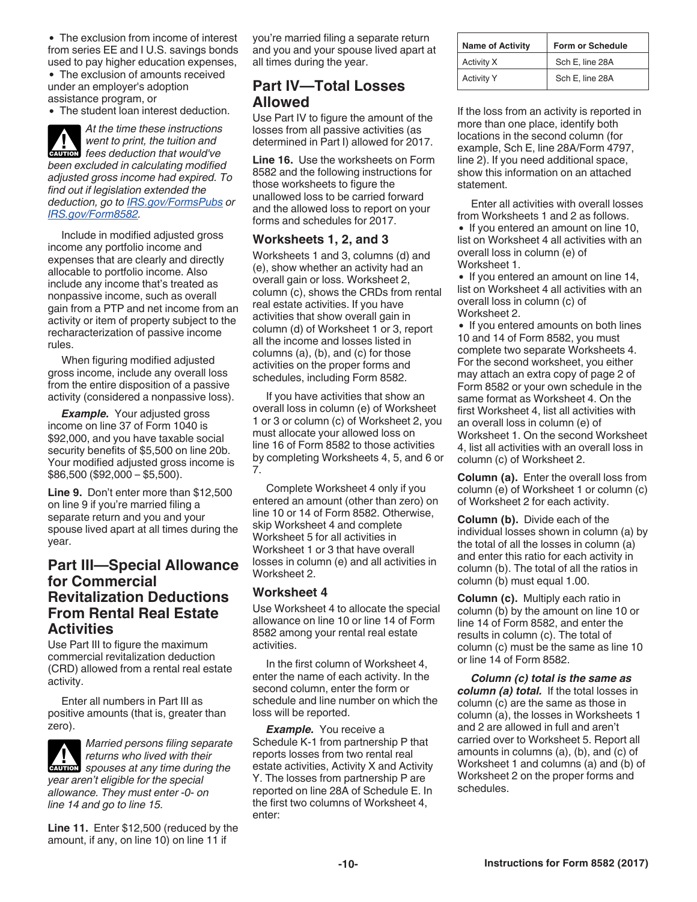- The exclusion from income of interest from series EE and I U.S. savings bonds used to pay higher education expenses,
- The exclusion of amounts received under an employer's adoption assistance program, or
- The student loan interest deduction.

*CAUTION: At the time these instructions went to print, the tuition and fees deduction that would've been excluded in calculating modified adjusted gross income had expired. To find out if legislation extended the deduction, go to IRS.gov/FormsPubs or IRS.gov/Form8582.*

Include in modified adjusted gross income any portfolio income and expenses that are clearly and directly allocable to portfolio income. Also include any income that's treated as nonpassive income, such as overall gain from a PTP and net income from an activity or item of property subject to the recharacterization of passive income rules.

When figuring modified adjusted gross income, include any overall loss from the entire disposition of a passive activity (considered a nonpassive loss).

***Example.*** Your adjusted gross income on line 37 of Form 1040 is $92,000, and you have taxable social security benefits of $5,500 on line 20b. Your modified adjusted gross income is $86,500 ($92,000 – $5,500).

**Line 9.** Don't enter more than $12,500 on line 9 if you're married filing a separate return and you and your spouse lived apart at all times during the year.

## Part III—Special Allowance for Commercial Revitalization Deductions From Rental Real Estate Activities

Use Part III to figure the maximum commercial revitalization deduction (CRD) allowed from a rental real estate activity.

Enter all numbers in Part III as positive amounts (that is, greater than zero).

*CAUTION: Married persons filing separate returns who lived with their spouses at any time during the year aren't eligible for the special allowance. They must enter -0- on line 14 and go to line 15.*

**Line 11.** Enter $12,500 (reduced by the amount, if any, on line 10) on line 11 if you're married filing a separate return and you and your spouse lived apart at all times during the year.

## Part IV—Total Losses Allowed

Use Part IV to figure the amount of the losses from all passive activities (as determined in Part I) allowed for 2017.

**Line 16.** Use the worksheets on Form 8582 and the following instructions for those worksheets to figure the unallowed loss to be carried forward and the allowed loss to report on your forms and schedules for 2017.

### Worksheets 1, 2, and 3

Worksheets 1 and 3, columns (d) and (e), show whether an activity had an overall gain or loss. Worksheet 2, column (c), shows the CRDs from rental real estate activities. If you have activities that show overall gain in column (d) of Worksheet 1 or 3, report all the income and losses listed in columns (a), (b), and (c) for those activities on the proper forms and schedules, including Form 8582.

If you have activities that show an overall loss in column (e) of Worksheet 1 or 3 or column (c) of Worksheet 2, you must allocate your allowed loss on line 16 of Form 8582 to those activities by completing Worksheets 4, 5, and 6 or 7.

Complete Worksheet 4 only if you entered an amount (other than zero) on line 10 or 14 of Form 8582. Otherwise, skip Worksheet 4 and complete Worksheet 5 for all activities in Worksheet 1 or 3 that have overall losses in column (e) and all activities in Worksheet 2.

### Worksheet 4

Use Worksheet 4 to allocate the special allowance on line 10 or line 14 of Form 8582 among your rental real estate activities.

In the first column of Worksheet 4, enter the name of each activity. In the second column, enter the form or schedule and line number on which the loss will be reported.

***Example.*** You receive a Schedule K-1 from partnership P that reports losses from two rental real estate activities, Activity X and Activity Y. The losses from partnership P are reported on line 28A of Schedule E. In the first two columns of Worksheet 4, enter:

| Name of Activity | Form or Schedule |
|---|---|
| Activity X | Sch E, line 28A |
| Activity Y | Sch E, line 28A |

If the loss from an activity is reported in more than one place, identify both locations in the second column (for example, Sch E, line 28A/Form 4797, line 2). If you need additional space, show this information on an attached statement.

Enter all activities with overall losses from Worksheets 1 and 2 as follows.

- If you entered an amount on line 10, list on Worksheet 4 all activities with an overall loss in column (e) of Worksheet 1.
- If you entered an amount on line 14, list on Worksheet 4 all activities with an overall loss in column (c) of Worksheet 2.
- If you entered amounts on both lines 10 and 14 of Form 8582, you must complete two separate Worksheets 4. For the second worksheet, you either may attach an extra copy of page 2 of Form 8582 or your own schedule in the same format as Worksheet 4. On the first Worksheet 4, list all activities with an overall loss in column (e) of Worksheet 1. On the second Worksheet 4, list all activities with an overall loss in column (c) of Worksheet 2.

**Column (a).** Enter the overall loss from column (e) of Worksheet 1 or column (c) of Worksheet 2 for each activity.

**Column (b).** Divide each of the individual losses shown in column (a) by the total of all the losses in column (a) and enter this ratio for each activity in column (b). The total of all the ratios in column (b) must equal 1.00.

**Column (c).** Multiply each ratio in column (b) by the amount on line 10 or line 14 of Form 8582, and enter the results in column (c). The total of column (c) must be the same as line 10 or line 14 of Form 8582.

***Column (c) total is the same as column (a) total.*** If the total losses in column (c) are the same as those in column (a), the losses in Worksheets 1 and 2 are allowed in full and aren't carried over to Worksheet 5. Report all amounts in columns (a), (b), and (c) of Worksheet 1 and columns (a) and (b) of Worksheet 2 on the proper forms and schedules.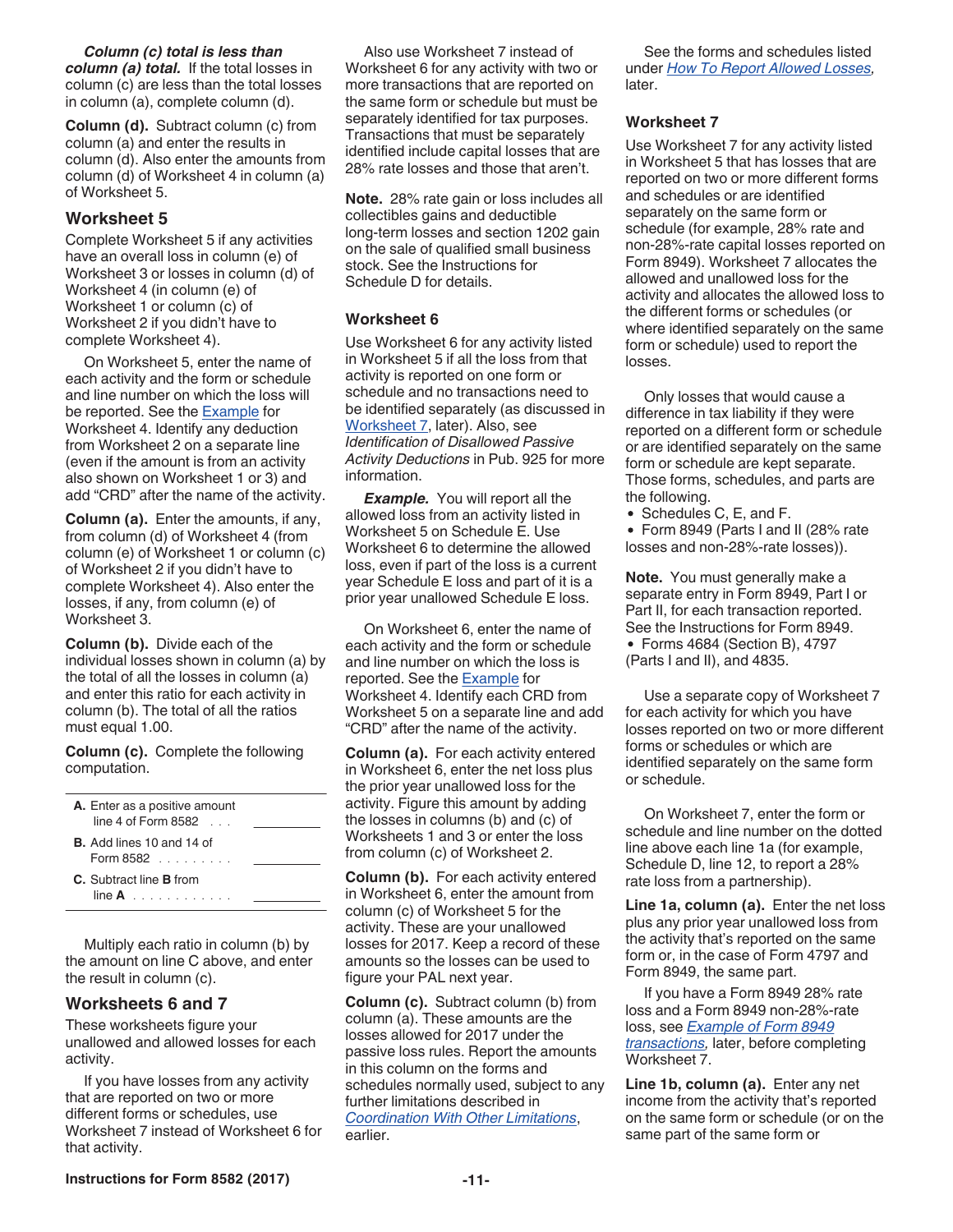***Column (c) total is less than column (a) total.*** If the total losses in column (c) are less than the total losses in column (a), complete column (d).

**Column (d).** Subtract column (c) from column (a) and enter the results in column (d). Also enter the amounts from column (d) of Worksheet 4 in column (a) of Worksheet 5.

## Worksheet 5

Complete Worksheet 5 if any activities have an overall loss in column (e) of Worksheet 3 or losses in column (d) of Worksheet 4 (in column (e) of Worksheet 1 or column (c) of Worksheet 2 if you didn't have to complete Worksheet 4).

On Worksheet 5, enter the name of each activity and the form or schedule and line number on which the loss will be reported. See the Example for Worksheet 4. Identify any deduction from Worksheet 2 on a separate line (even if the amount is from an activity also shown on Worksheet 1 or 3) and add "CRD" after the name of the activity.

**Column (a).** Enter the amounts, if any, from column (d) of Worksheet 4 (from column (e) of Worksheet 1 or column (c) of Worksheet 2 if you didn't have to complete Worksheet 4). Also enter the losses, if any, from column (e) of Worksheet 3.

**Column (b).** Divide each of the individual losses shown in column (a) by the total of all the losses in column (a) and enter this ratio for each activity in column (b). The total of all the ratios must equal 1.00.

**Column (c).** Complete the following computation.

| | |
|---|---|
| **A.** Enter as a positive amount line 4 of Form 8582 . . . | \_\_\_\_\_\_\_\_ |
| **B.** Add lines 10 and 14 of Form 8582 . . . . . . . . . | \_\_\_\_\_\_\_\_ |
| **C.** Subtract line **B** from line **A** . . . . . . . . . . . . | \_\_\_\_\_\_\_\_ |

Multiply each ratio in column (b) by the amount on line C above, and enter the result in column (c).

## Worksheets 6 and 7

These worksheets figure your unallowed and allowed losses for each activity.

If you have losses from any activity that are reported on two or more different forms or schedules, use Worksheet 7 instead of Worksheet 6 for that activity.

Also use Worksheet 7 instead of Worksheet 6 for any activity with two or more transactions that are reported on the same form or schedule but must be separately identified for tax purposes. Transactions that must be separately identified include capital losses that are 28% rate losses and those that aren't.

**Note.** 28% rate gain or loss includes all collectibles gains and deductible long-term losses and section 1202 gain on the sale of qualified small business stock. See the Instructions for Schedule D for details.

### Worksheet 6

Use Worksheet 6 for any activity listed in Worksheet 5 if all the loss from that activity is reported on one form or schedule and no transactions need to be identified separately (as discussed in Worksheet 7, later). Also, see *Identification of Disallowed Passive Activity Deductions* in Pub. 925 for more information.

***Example.*** You will report all the allowed loss from an activity listed in Worksheet 5 on Schedule E. Use Worksheet 6 to determine the allowed loss, even if part of the loss is a current year Schedule E loss and part of it is a prior year unallowed Schedule E loss.

On Worksheet 6, enter the name of each activity and the form or schedule and line number on which the loss is reported. See the Example for Worksheet 4. Identify each CRD from Worksheet 5 on a separate line and add "CRD" after the name of the activity.

**Column (a).** For each activity entered in Worksheet 6, enter the net loss plus the prior year unallowed loss for the activity. Figure this amount by adding the losses in columns (b) and (c) of Worksheets 1 and 3 or enter the loss from column (c) of Worksheet 2.

**Column (b).** For each activity entered in Worksheet 6, enter the amount from column (c) of Worksheet 5 for the activity. These are your unallowed losses for 2017. Keep a record of these amounts so the losses can be used to figure your PAL next year.

**Column (c).** Subtract column (b) from column (a). These amounts are the losses allowed for 2017 under the passive loss rules. Report the amounts in this column on the forms and schedules normally used, subject to any further limitations described in *Coordination With Other Limitations*, earlier.

See the forms and schedules listed under *How To Report Allowed Losses*, later.

### Worksheet 7

Use Worksheet 7 for any activity listed in Worksheet 5 that has losses that are reported on two or more different forms and schedules or are identified separately on the same form or schedule (for example, 28% rate and non-28%-rate capital losses reported on Form 8949). Worksheet 7 allocates the allowed and unallowed loss for the activity and allocates the allowed loss to the different forms or schedules (or where identified separately on the same form or schedule) used to report the losses.

Only losses that would cause a difference in tax liability if they were reported on a different form or schedule or are identified separately on the same form or schedule are kept separate. Those forms, schedules, and parts are the following.

- Schedules C, E, and F.
- Form 8949 (Parts I and II (28% rate losses and non-28%-rate losses)).

**Note.** You must generally make a separate entry in Form 8949, Part I or Part II, for each transaction reported. See the Instructions for Form 8949.

- Forms 4684 (Section B), 4797 (Parts I and II), and 4835.

Use a separate copy of Worksheet 7 for each activity for which you have losses reported on two or more different forms or schedules or which are identified separately on the same form or schedule.

On Worksheet 7, enter the form or schedule and line number on the dotted line above each line 1a (for example, Schedule D, line 12, to report a 28% rate loss from a partnership).

**Line 1a, column (a).** Enter the net loss plus any prior year unallowed loss from the activity that's reported on the same form or, in the case of Form 4797 and Form 8949, the same part.

If you have a Form 8949 28% rate loss and a Form 8949 non-28%-rate loss, see *Example of Form 8949 transactions*, later, before completing Worksheet 7.

**Line 1b, column (a).** Enter any net income from the activity that's reported on the same form or schedule (or on the same part of the same form or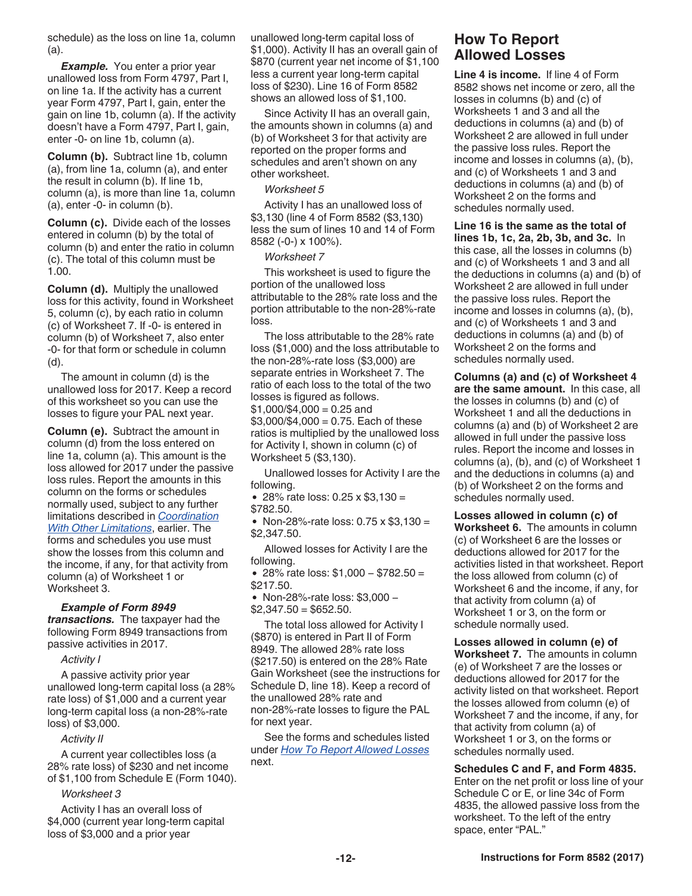schedule) as the loss on line 1a, column (a).

***Example.*** You enter a prior year unallowed loss from Form 4797, Part I, on line 1a. If the activity has a current year Form 4797, Part I, gain, enter the gain on line 1b, column (a). If the activity doesn't have a Form 4797, Part I, gain, enter -0- on line 1b, column (a).

**Column (b).** Subtract line 1b, column (a), from line 1a, column (a), and enter the result in column (b). If line 1b, column (a), is more than line 1a, column (a), enter -0- in column (b).

**Column (c).** Divide each of the losses entered in column (b) by the total of column (b) and enter the ratio in column (c). The total of this column must be 1.00.

**Column (d).** Multiply the unallowed loss for this activity, found in Worksheet 5, column (c), by each ratio in column (c) of Worksheet 7. If -0- is entered in column (b) of Worksheet 7, also enter -0- for that form or schedule in column (d).

The amount in column (d) is the unallowed loss for 2017. Keep a record of this worksheet so you can use the losses to figure your PAL next year.

**Column (e).** Subtract the amount in column (d) from the loss entered on line 1a, column (a). This amount is the loss allowed for 2017 under the passive loss rules. Report the amounts in this column on the forms or schedules normally used, subject to any further limitations described in *Coordination With Other Limitations*, earlier. The forms and schedules you use must show the losses from this column and the income, if any, for that activity from column (a) of Worksheet 1 or Worksheet 3.

***Example of Form 8949 transactions.*** The taxpayer had the following Form 8949 transactions from passive activities in 2017.

*Activity I*

A passive activity prior year unallowed long-term capital loss (a 28% rate loss) of $1,000 and a current year long-term capital loss (a non-28%-rate loss) of $3,000.

*Activity II*

A current year collectibles loss (a 28% rate loss) of $230 and net income of $1,100 from Schedule E (Form 1040).

*Worksheet 3*

Activity I has an overall loss of $4,000 (current year long-term capital loss of $3,000 and a prior year unallowed long-term capital loss of $1,000). Activity II has an overall gain of $870 (current year net income of $1,100 less a current year long-term capital loss of $230). Line 16 of Form 8582 shows an allowed loss of $1,100.

Since Activity II has an overall gain, the amounts shown in columns (a) and (b) of Worksheet 3 for that activity are reported on the proper forms and schedules and aren't shown on any other worksheet.

*Worksheet 5*

Activity I has an unallowed loss of $3,130 (line 4 of Form 8582 ($3,130) less the sum of lines 10 and 14 of Form 8582 (-0-) x 100%).

*Worksheet 7*

This worksheet is used to figure the portion of the unallowed loss attributable to the 28% rate loss and the portion attributable to the non-28%-rate loss.

The loss attributable to the 28% rate loss ($1,000) and the loss attributable to the non-28%-rate loss ($3,000) are separate entries in Worksheet 7. The ratio of each loss to the total of the two losses is figured as follows. $1,000/$4,000 = 0.25 and $3,000/$4,000 = 0.75. Each of these ratios is multiplied by the unallowed loss for Activity I, shown in column (c) of Worksheet 5 ($3,130).

Unallowed losses for Activity I are the following.

- 28% rate loss: 0.25 x $3,130 = $782.50.
- Non-28%-rate loss: 0.75 x $3,130 = $2,347.50.

Allowed losses for Activity I are the following.

- 28% rate loss: $1,000 – $782.50 = $217.50.
- Non-28%-rate loss: $3,000 – $2,347.50 = $652.50.

The total loss allowed for Activity I ($870) is entered in Part II of Form 8949. The allowed 28% rate loss ($217.50) is entered on the 28% Rate Gain Worksheet (see the instructions for Schedule D, line 18). Keep a record of the unallowed 28% rate and non-28%-rate losses to figure the PAL for next year.

See the forms and schedules listed under *How To Report Allowed Losses* next.

## How To Report Allowed Losses

**Line 4 is income.** If line 4 of Form 8582 shows net income or zero, all the losses in columns (b) and (c) of Worksheets 1 and 3 and all the deductions in columns (a) and (b) of Worksheet 2 are allowed in full under the passive loss rules. Report the income and losses in columns (a), (b), and (c) of Worksheets 1 and 3 and deductions in columns (a) and (b) of Worksheet 2 on the forms and schedules normally used.

**Line 16 is the same as the total of lines 1b, 1c, 2a, 2b, 3b, and 3c.** In this case, all the losses in columns (b) and (c) of Worksheets 1 and 3 and all the deductions in columns (a) and (b) of Worksheet 2 are allowed in full under the passive loss rules. Report the income and losses in columns (a), (b), and (c) of Worksheets 1 and 3 and deductions in columns (a) and (b) of Worksheet 2 on the forms and schedules normally used.

**Columns (a) and (c) of Worksheet 4 are the same amount.** In this case, all the losses in columns (b) and (c) of Worksheet 1 and all the deductions in columns (a) and (b) of Worksheet 2 are allowed in full under the passive loss rules. Report the income and losses in columns (a), (b), and (c) of Worksheet 1 and the deductions in columns (a) and (b) of Worksheet 2 on the forms and schedules normally used.

**Losses allowed in column (c) of Worksheet 6.** The amounts in column (c) of Worksheet 6 are the losses or deductions allowed for 2017 for the activities listed in that worksheet. Report the loss allowed from column (c) of Worksheet 6 and the income, if any, for that activity from column (a) of Worksheet 1 or 3, on the form or schedule normally used.

**Losses allowed in column (e) of Worksheet 7.** The amounts in column (e) of Worksheet 7 are the losses or deductions allowed for 2017 for the activity listed on that worksheet. Report the losses allowed from column (e) of Worksheet 7 and the income, if any, for that activity from column (a) of Worksheet 1 or 3, on the forms or schedules normally used.

**Schedules C and F, and Form 4835.** Enter on the net profit or loss line of your Schedule C or E, or line 34c of Form 4835, the allowed passive loss from the worksheet. To the left of the entry space, enter "PAL."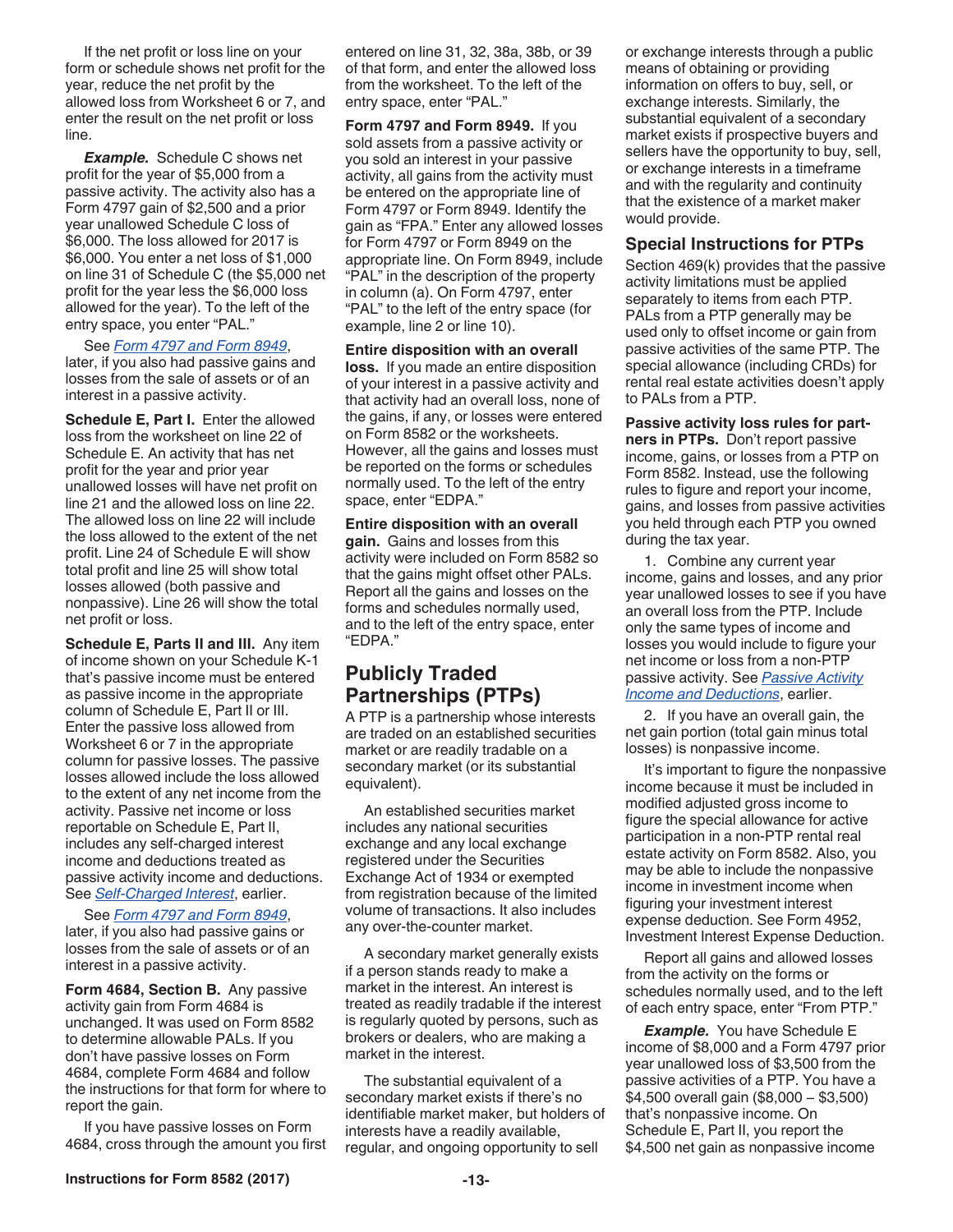If the net profit or loss line on your form or schedule shows net profit for the year, reduce the net profit by the allowed loss from Worksheet 6 or 7, and enter the result on the net profit or loss line.

***Example.*** Schedule C shows net profit for the year of $5,000 from a passive activity. The activity also has a Form 4797 gain of $2,500 and a prior year unallowed Schedule C loss of $6,000. The loss allowed for 2017 is $6,000. You enter a net loss of $1,000 on line 31 of Schedule C (the $5,000 net profit for the year less the $6,000 loss allowed for the year). To the left of the entry space, you enter "PAL."

See *Form 4797 and Form 8949*, later, if you also had passive gains and losses from the sale of assets or of an interest in a passive activity.

**Schedule E, Part I.** Enter the allowed loss from the worksheet on line 22 of Schedule E. An activity that has net profit for the year and prior year unallowed losses will have net profit on line 21 and the allowed loss on line 22. The allowed loss on line 22 will include the loss allowed to the extent of the net profit. Line 24 of Schedule E will show total profit and line 25 will show total losses allowed (both passive and nonpassive). Line 26 will show the total net profit or loss.

**Schedule E, Parts II and III.** Any item of income shown on your Schedule K-1 that's passive income must be entered as passive income in the appropriate column of Schedule E, Part II or III. Enter the passive loss allowed from Worksheet 6 or 7 in the appropriate column for passive losses. The passive losses allowed include the loss allowed to the extent of any net income from the activity. Passive net income or loss reportable on Schedule E, Part II, includes any self-charged interest income and deductions treated as passive activity income and deductions. See *Self-Charged Interest*, earlier.

See *Form 4797 and Form 8949*, later, if you also had passive gains or losses from the sale of assets or of an interest in a passive activity.

**Form 4684, Section B.** Any passive activity gain from Form 4684 is unchanged. It was used on Form 8582 to determine allowable PALs. If you don't have passive losses on Form 4684, complete Form 4684 and follow the instructions for that form for where to report the gain.

If you have passive losses on Form 4684, cross through the amount you first entered on line 31, 32, 38a, 38b, or 39 of that form, and enter the allowed loss from the worksheet. To the left of the entry space, enter "PAL."

**Form 4797 and Form 8949.** If you sold assets from a passive activity or you sold an interest in your passive activity, all gains from the activity must be entered on the appropriate line of Form 4797 or Form 8949. Identify the gain as "FPA." Enter any allowed losses for Form 4797 or Form 8949 on the appropriate line. On Form 8949, include "PAL" in the description of the property in column (a). On Form 4797, enter "PAL" to the left of the entry space (for example, line 2 or line 10).

**Entire disposition with an overall loss.** If you made an entire disposition of your interest in a passive activity and that activity had an overall loss, none of the gains, if any, or losses were entered on Form 8582 or the worksheets. However, all the gains and losses must be reported on the forms or schedules normally used. To the left of the entry space, enter "EDPA."

**Entire disposition with an overall gain.** Gains and losses from this activity were included on Form 8582 so that the gains might offset other PALs. Report all the gains and losses on the forms and schedules normally used, and to the left of the entry space, enter "EDPA."

## Publicly Traded Partnerships (PTPs)

A PTP is a partnership whose interests are traded on an established securities market or are readily tradable on a secondary market (or its substantial equivalent).

An established securities market includes any national securities exchange and any local exchange registered under the Securities Exchange Act of 1934 or exempted from registration because of the limited volume of transactions. It also includes any over-the-counter market.

A secondary market generally exists if a person stands ready to make a market in the interest. An interest is treated as readily tradable if the interest is regularly quoted by persons, such as brokers or dealers, who are making a market in the interest.

The substantial equivalent of a secondary market exists if there's no identifiable market maker, but holders of interests have a readily available, regular, and ongoing opportunity to sell or exchange interests through a public means of obtaining or providing information on offers to buy, sell, or exchange interests. Similarly, the substantial equivalent of a secondary market exists if prospective buyers and sellers have the opportunity to buy, sell, or exchange interests in a timeframe and with the regularity and continuity that the existence of a market maker would provide.

### Special Instructions for PTPs

Section 469(k) provides that the passive activity limitations must be applied separately to items from each PTP. PALs from a PTP generally may be used only to offset income or gain from passive activities of the same PTP. The special allowance (including CRDs) for rental real estate activities doesn't apply to PALs from a PTP.

**Passive activity loss rules for partners in PTPs.** Don't report passive income, gains, or losses from a PTP on Form 8582. Instead, use the following rules to figure and report your income, gains, and losses from passive activities you held through each PTP you owned during the tax year.

1. Combine any current year income, gains and losses, and any prior year unallowed losses to see if you have an overall loss from the PTP. Include only the same types of income and losses you would include to figure your net income or loss from a non-PTP passive activity. See *Passive Activity Income and Deductions*, earlier.

2. If you have an overall gain, the net gain portion (total gain minus total losses) is nonpassive income.

It's important to figure the nonpassive income because it must be included in modified adjusted gross income to figure the special allowance for active participation in a non-PTP rental real estate activity on Form 8582. Also, you may be able to include the nonpassive income in investment income when figuring your investment interest expense deduction. See Form 4952, Investment Interest Expense Deduction.

Report all gains and allowed losses from the activity on the forms or schedules normally used, and to the left of each entry space, enter "From PTP."

***Example.*** You have Schedule E income of $8,000 and a Form 4797 prior year unallowed loss of $3,500 from the passive activities of a PTP. You have a $4,500 overall gain ($8,000 – $3,500) that's nonpassive income. On Schedule E, Part II, you report the $4,500 net gain as nonpassive income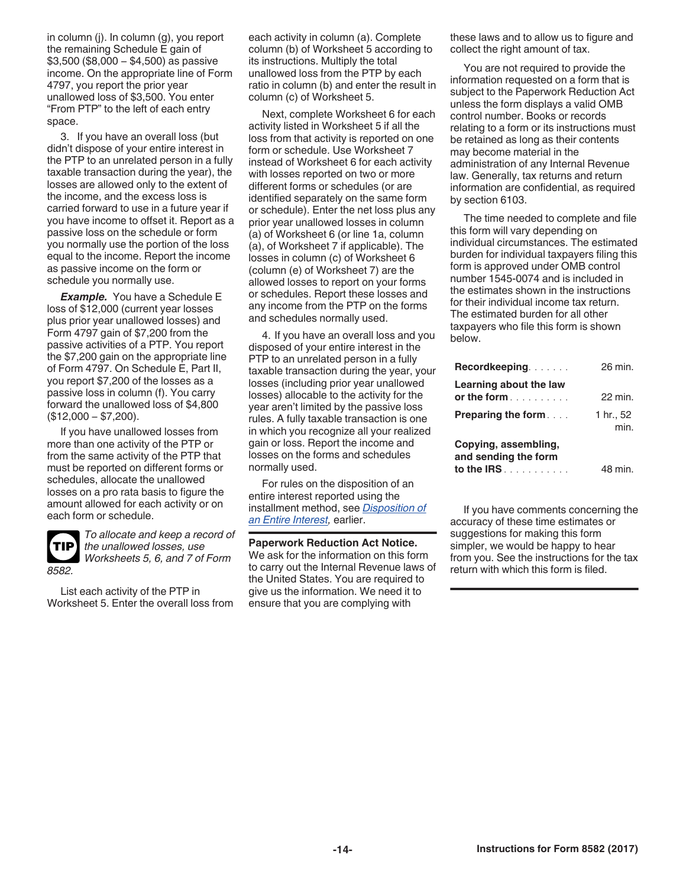in column (j). In column (g), you report the remaining Schedule E gain of $3,500 ($8,000 – $4,500) as passive income. On the appropriate line of Form 4797, you report the prior year unallowed loss of $3,500. You enter "From PTP" to the left of each entry space.

3. If you have an overall loss (but didn't dispose of your entire interest in the PTP to an unrelated person in a fully taxable transaction during the year), the losses are allowed only to the extent of the income, and the excess loss is carried forward to use in a future year if you have income to offset it. Report as a passive loss on the schedule or form you normally use the portion of the loss equal to the income. Report the income as passive income on the form or schedule you normally use.

***Example.*** You have a Schedule E loss of $12,000 (current year losses plus prior year unallowed losses) and Form 4797 gain of $7,200 from the passive activities of a PTP. You report the $7,200 gain on the appropriate line of Form 4797. On Schedule E, Part II, you report $7,200 of the losses as a passive loss in column (f). You carry forward the unallowed loss of $4,800 ($12,000 – $7,200).

If you have unallowed losses from more than one activity of the PTP or from the same activity of the PTP that must be reported on different forms or schedules, allocate the unallowed losses on a pro rata basis to figure the amount allowed for each activity or on each form or schedule.

**TIP** *To allocate and keep a record of the unallowed losses, use Worksheets 5, 6, and 7 of Form 8582.*

List each activity of the PTP in Worksheet 5. Enter the overall loss from each activity in column (a). Complete column (b) of Worksheet 5 according to its instructions. Multiply the total unallowed loss from the PTP by each ratio in column (b) and enter the result in column (c) of Worksheet 5.

Next, complete Worksheet 6 for each activity listed in Worksheet 5 if all the loss from that activity is reported on one form or schedule. Use Worksheet 7 instead of Worksheet 6 for each activity with losses reported on two or more different forms or schedules (or are identified separately on the same form or schedule). Enter the net loss plus any prior year unallowed losses in column (a) of Worksheet 6 (or line 1a, column (a), of Worksheet 7 if applicable). The losses in column (c) of Worksheet 6 (column (e) of Worksheet 7) are the allowed losses to report on your forms or schedules. Report these losses and any income from the PTP on the forms and schedules normally used.

4. If you have an overall loss and you disposed of your entire interest in the PTP to an unrelated person in a fully taxable transaction during the year, your losses (including prior year unallowed losses) allocable to the activity for the year aren't limited by the passive loss rules. A fully taxable transaction is one in which you recognize all your realized gain or loss. Report the income and losses on the forms and schedules normally used.

For rules on the disposition of an entire interest reported using the installment method, see *Disposition of an Entire Interest,* earlier.

**Paperwork Reduction Act Notice.** We ask for the information on this form to carry out the Internal Revenue laws of the United States. You are required to give us the information. We need it to ensure that you are complying with these laws and to allow us to figure and collect the right amount of tax.

You are not required to provide the information requested on a form that is subject to the Paperwork Reduction Act unless the form displays a valid OMB control number. Books or records relating to a form or its instructions must be retained as long as their contents may become material in the administration of any Internal Revenue law. Generally, tax returns and return information are confidential, as required by section 6103.

The time needed to complete and file this form will vary depending on individual circumstances. The estimated burden for individual taxpayers filing this form is approved under OMB control number 1545-0074 and is included in the estimates shown in the instructions for their individual income tax return. The estimated burden for all other taxpayers who file this form is shown below.

| | |
|---|---|
| **Recordkeeping** | 26 min. |
| **Learning about the law or the form** | 22 min. |
| **Preparing the form** | 1 hr., 52 min. |
| **Copying, assembling, and sending the form to the IRS** | 48 min. |

If you have comments concerning the accuracy of these time estimates or suggestions for making this form simpler, we would be happy to hear from you. See the instructions for the tax return with which this form is filed.